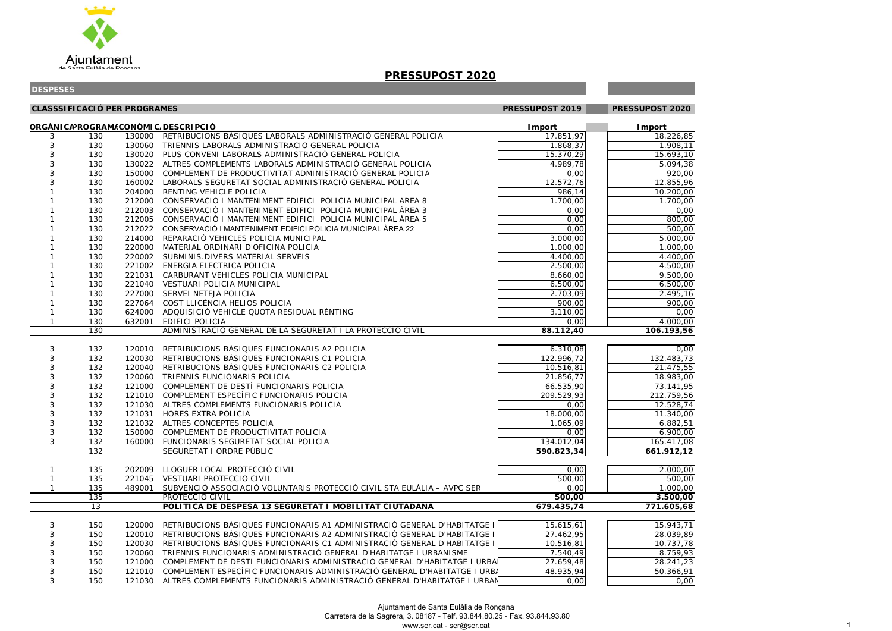Ajuntament de Santa Eulàlia de Ronçana

# PRESSUPOST 2020

**DESPESES**

**CLASSSIFICACIÓ PER PROGRAMES**

| ORGÀNICA | PROGRAMA | ECONÒMICA | DESCRIPCIÓ | PRESSUPOST 2019 Import | PRESSUPOST 2020 Import |
|---|---|---|---|---|---|
| 3 | 130 | 130000 | RETRIBUCIONS BÀSIQUES LABORALS ADMINISTRACIÓ GENERAL POLICIA | 17.851,97 | 18.226,85 |
| 3 | 130 | 130060 | TRIENNIS LABORALS ADMINISTRACIÓ GENERAL POLICIA | 1.868,37 | 1.908,11 |
| 3 | 130 | 130020 | PLUS CONVENI LABORALS ADMINISTRACIÓ GENERAL POLICIA | 15.370,29 | 15.693,10 |
| 3 | 130 | 130022 | ALTRES COMPLEMENTS LABORALS ADMINISTRACIÓ GENERAL POLICIA | 4.989,78 | 5.094,38 |
| 3 | 130 | 150000 | COMPLEMENT DE PRODUCTIVITAT ADMINISTRACIÓ GENERAL POLICIA | 0,00 | 920,00 |
| 3 | 130 | 160002 | LABORALS SEGURETAT SOCIAL ADMINISTRACIÓ GENERAL POLICIA | 12.572,76 | 12.855,96 |
| 1 | 130 | 204000 | RENTING VEHICLE POLICIA | 986,14 | 10.200,00 |
| 1 | 130 | 212000 | CONSERVACIÓ I MANTENIMENT EDIFICI POLICIA MUNICIPAL ÀREA 8 | 1.700,00 | 1.700,00 |
| 1 | 130 | 212003 | CONSERVACIÓ I MANTENIMENT EDIFICI POLICIA MUNICIPAL ÀREA 3 | 0,00 | 0,00 |
| 1 | 130 | 212005 | CONSERVACIÓ I MANTENIMENT EDIFICI POLICIA MUNICIPAL ÀREA 5 | 0,00 | 800,00 |
| 1 | 130 | 212022 | CONSERVACIÓ I MANTENIMENT EDIFICI POLICIA MUNICIPAL ÀREA 22 | 0,00 | 500,00 |
| 1 | 130 | 214000 | REPARACIÓ VEHICLES POLICIA MUNICIPAL | 3.000,00 | 5.000,00 |
| 1 | 130 | 220000 | MATERIAL ORDINARI D'OFICINA POLICIA | 1.000,00 | 1.000,00 |
| 1 | 130 | 220002 | SUBMINIS.DIVERS MATERIAL SERVEIS | 4.400,00 | 4.400,00 |
| 1 | 130 | 221002 | ENERGIA ELÈCTRICA POLICIA | 2.500,00 | 4.500,00 |
| 1 | 130 | 221031 | CARBURANT VEHICLES POLICIA MUNICIPAL | 8.660,00 | 9.500,00 |
| 1 | 130 | 221040 | VESTUARI POLICIA MUNICIPAL | 6.500,00 | 6.500,00 |
| 1 | 130 | 227000 | SERVEI NETEJA POLICIA | 2.703,09 | 2.495,16 |
| 1 | 130 | 227064 | COST LLICÈNCIA HELIOS POLICIA | 900,00 | 900,00 |
| 1 | 130 | 624000 | ADQUISICIÓ VEHICLE QUOTA RESIDUAL RÈNTING | 3.110,00 | 0,00 |
| 1 | 130 | 632001 | EDIFICI POLICIA | 0,00 | 4.000,00 |
| | 130 | | ADMINISTRACIÓ GENERAL DE LA SEGURETAT I LA PROTECCIÓ CIVIL | **88.112,40** | **106.193,56** |
| 3 | 132 | 120010 | RETRIBUCIONS BÀSIQUES FUNCIONARIS A2 POLICIA | 6.310,08 | 0,00 |
| 3 | 132 | 120030 | RETRIBUCIONS BÀSIQUES FUNCIONARIS C1 POLICIA | 122.996,72 | 132.483,73 |
| 3 | 132 | 120040 | RETRIBUCIONS BÀSIQUES FUNCIONARIS C2 POLICIA | 10.516,81 | 21.475,55 |
| 3 | 132 | 120060 | TRIENNIS FUNCIONARIS POLICIA | 21.856,77 | 18.983,00 |
| 3 | 132 | 121000 | COMPLEMENT DE DESTÍ FUNCIONARIS POLICIA | 66.535,90 | 73.141,95 |
| 3 | 132 | 121010 | COMPLEMENT ESPECÍFIC FUNCIONARIS POLICIA | 209.529,93 | 212.759,56 |
| 3 | 132 | 121030 | ALTRES COMPLEMENTS FUNCIONARIS POLICIA | 0,00 | 12.528,74 |
| 3 | 132 | 121031 | HORES EXTRA POLICIA | 18.000,00 | 11.340,00 |
| 3 | 132 | 121032 | ALTRES CONCEPTES POLICIA | 1.065,09 | 6.882,51 |
| 3 | 132 | 150000 | COMPLEMENT DE PRODUCTIVITAT POLICIA | 0,00 | 6.900,00 |
| 3 | 132 | 160000 | FUNCIONARIS SEGURETAT SOCIAL POLICIA | 134.012,04 | 165.417,08 |
| | 132 | | SEGURETAT I ORDRE PÚBLIC | **590.823,34** | **661.912,12** |
| 1 | 135 | 202009 | LLOGUER LOCAL PROTECCIÓ CIVIL | 0,00 | 2.000,00 |
| 1 | 135 | 221045 | VESTUARI PROTECCIÓ CIVIL | 500,00 | 500,00 |
| 1 | 135 | 489001 | SUBVENCIÓ ASSOCIACIÓ VOLUNTARIS PROTECCIÓ CIVIL STA EULÀLIA – AVPC SER | 0,00 | 1.000,00 |
| | 135 | | PROTECCIÓ CIVIL | **500,00** | **3.500,00** |
| | 13 | | **POLÍTICA DE DESPESA 13 SEGURETAT I MOBILITAT CIUTADANA** | **679.435,74** | **771.605,68** |
| 3 | 150 | 120000 | RETRIBUCIONS BÀSIQUES FUNCIONARIS A1 ADMINISTRACIÓ GENERAL D'HABITATGE I | 15.615,61 | 15.943,71 |
| 3 | 150 | 120010 | RETRIBUCIONS BÀSIQUES FUNCIONARIS A2 ADMINISTRACIÓ GENERAL D'HABITATGE I | 27.462,95 | 28.039,89 |
| 3 | 150 | 120030 | RETRIBUCIONS BÀSIQUES FUNCIONARIS C1 ADMINISTRACIÓ GENERAL D'HABITATGE I | 10.516,81 | 10.737,78 |
| 3 | 150 | 120060 | TRIENNIS FUNCIONARIS ADMINISTRACIÓ GENERAL D'HABITATGE I URBANISME | 7.540,49 | 8.759,93 |
| 3 | 150 | 121000 | COMPLEMENT DE DESTÍ FUNCIONARIS ADMINISTRACIÓ GENERAL D'HABITATGE I URBA | 27.659,48 | 28.241,23 |
| 3 | 150 | 121010 | COMPLEMENT ESPECÍFIC FUNCIONARIS ADMINISTRACIÓ GENERAL D'HABITATGE I URB | 48.935,94 | 50.366,91 |
| 3 | 150 | 121030 | ALTRES COMPLEMENTS FUNCIONARIS ADMINISTRACIÓ GENERAL D'HABITATGE I URBAN | 0,00 | 0,00 |

Ajuntament de Santa Eulàlia de Ronçana
Carretera de la Sagrera, 3. 08187 - Telf. 93.844.80.25 - Fax. 93.844.93.80
www.ser.cat - ser@ser.cat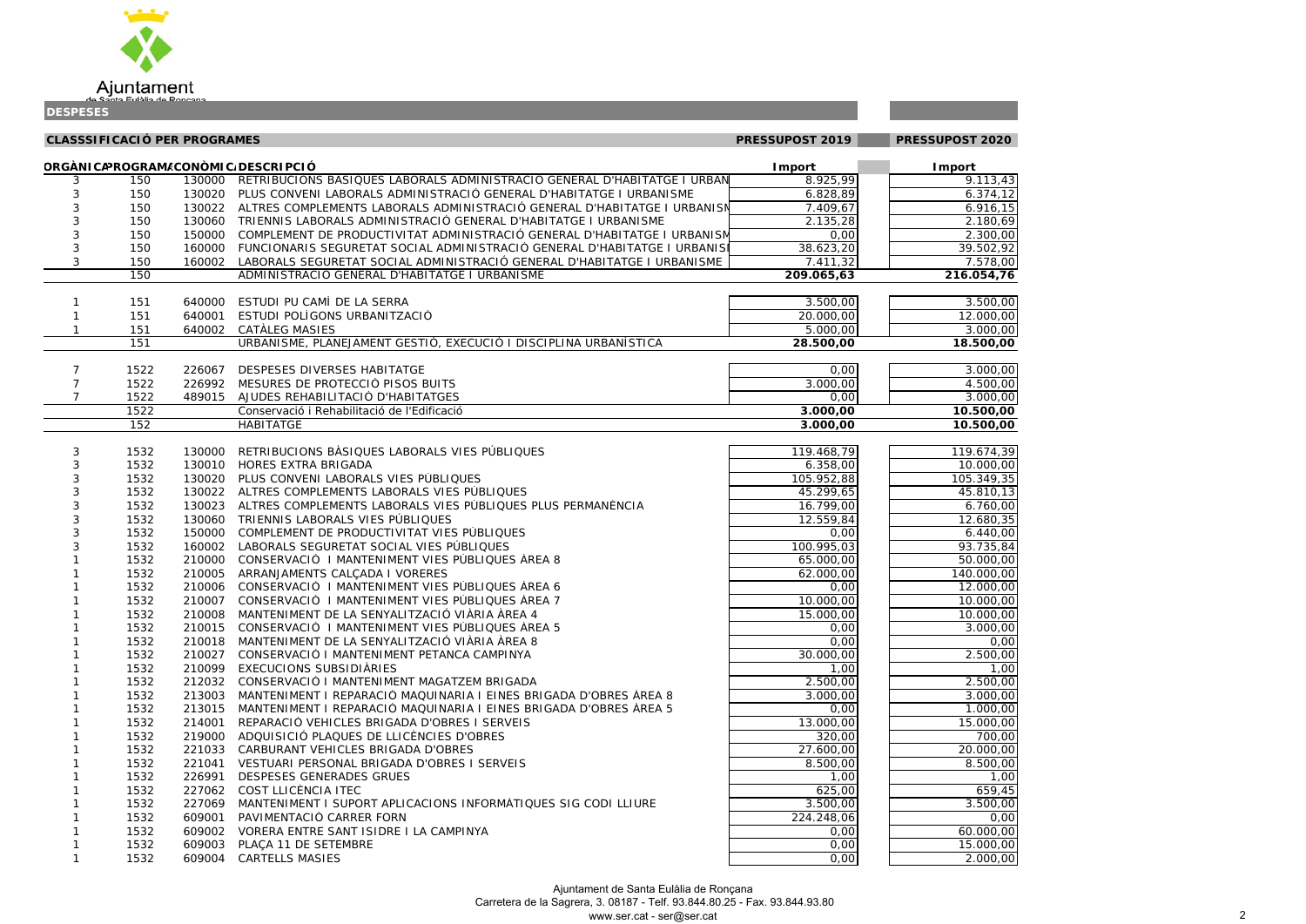Ajuntament de Santa Eulàlia de Ronçana

**DESPESES**

| CLASSSIFICACIÓ PER PROGRAMES | | | | PRESSUPOST 2019 | PRESSUPOST 2020 |
|---|---|---|---|---|---|
| ORGÀNICA | PROGRAMA | ECONÒMICA | DESCRIPCIÓ | Import | Import |
| 3 | 150 | 130000 | RETRIBUCIONS BÀSIQUES LABORALS ADMINISTRACIÓ GENERAL D'HABITATGE I URBAN | 8.925,99 | 9.113,43 |
| 3 | 150 | 130020 | PLUS CONVENI LABORALS ADMINISTRACIÓ GENERAL D'HABITATGE I URBANISME | 6.828,89 | 6.374,12 |
| 3 | 150 | 130022 | ALTRES COMPLEMENTS LABORALS ADMINISTRACIÓ GENERAL D'HABITATGE I URBANISM | 7.409,67 | 6.916,15 |
| 3 | 150 | 130060 | TRIENNIS LABORALS ADMINISTRACIÓ GENERAL D'HABITATGE I URBANISME | 2.135,28 | 2.180,69 |
| 3 | 150 | 150000 | COMPLEMENT DE PRODUCTIVITAT ADMINISTRACIÓ GENERAL D'HABITATGE I URBANISM | 0,00 | 2.300,00 |
| 3 | 150 | 160000 | FUNCIONARIS SEGURETAT SOCIAL ADMINISTRACIÓ GENERAL D'HABITATGE I URBANISI | 38.623,20 | 39.502,92 |
| 3 | 150 | 160002 | LABORALS SEGURETAT SOCIAL ADMINISTRACIÓ GENERAL D'HABITATGE I URBANISME | 7.411,32 | 7.578,00 |
| | 150 | | ADMINISTRACIÓ GENERAL D'HABITATGE I URBANISME | **209.065,63** | **216.054,76** |
| 1 | 151 | 640000 | ESTUDI PU CAMÍ DE LA SERRA | 3.500,00 | 3.500,00 |
| 1 | 151 | 640001 | ESTUDI POLÍGONS URBANITZACIÓ | 20.000,00 | 12.000,00 |
| 1 | 151 | 640002 | CATÀLEG MASIES | 5.000,00 | 3.000,00 |
| | 151 | | URBANISME, PLANEJAMENT GESTIÓ, EXECUCIÓ I DISCIPLINA URBANÍSTICA | **28.500,00** | **18.500,00** |
| 7 | 1522 | 226067 | DESPESES DIVERSES HABITATGE | 0,00 | 3.000,00 |
| 7 | 1522 | 226992 | MESURES DE PROTECCIÓ PISOS BUITS | 3.000,00 | 4.500,00 |
| 7 | 1522 | 489015 | AJUDES REHABILITACIÓ D'HABITATGES | 0,00 | 3.000,00 |
| | 1522 | | Conservació i Rehabilitació de l'Edificació | **3.000,00** | **10.500,00** |
| | 152 | | HABITATGE | **3.000,00** | **10.500,00** |
| 3 | 1532 | 130000 | RETRIBUCIONS BÀSIQUES LABORALS VIES PÚBLIQUES | 119.468,79 | 119.674,39 |
| 3 | 1532 | 130010 | HORES EXTRA BRIGADA | 6.358,00 | 10.000,00 |
| 3 | 1532 | 130020 | PLUS CONVENI LABORALS VIES PÚBLIQUES | 105.952,88 | 105.349,35 |
| 3 | 1532 | 130022 | ALTRES COMPLEMENTS LABORALS VIES PÚBLIQUES | 45.299,65 | 45.810,13 |
| 3 | 1532 | 130023 | ALTRES COMPLEMENTS LABORALS VIES PÚBLIQUES PLUS PERMANÈNCIA | 16.799,00 | 6.760,00 |
| 3 | 1532 | 130060 | TRIENNIS LABORALS VIES PÚBLIQUES | 12.559,84 | 12.680,35 |
| 3 | 1532 | 150000 | COMPLEMENT DE PRODUCTIVITAT VIES PÚBLIQUES | 0,00 | 6.440,00 |
| 3 | 1532 | 160002 | LABORALS SEGURETAT SOCIAL VIES PÚBLIQUES | 100.995,03 | 93.735,84 |
| 1 | 1532 | 210000 | CONSERVACIÓ I MANTENIMENT VIES PÚBLIQUES ÀREA 8 | 65.000,00 | 50.000,00 |
| 1 | 1532 | 210005 | ARRANJAMENTS CALÇADA I VORERES | 62.000,00 | 140.000,00 |
| 1 | 1532 | 210006 | CONSERVACIÓ I MANTENIMENT VIES PÚBLIQUES ÀREA 6 | 0,00 | 12.000,00 |
| 1 | 1532 | 210007 | CONSERVACIÓ I MANTENIMENT VIES PÚBLIQUES ÀREA 7 | 10.000,00 | 10.000,00 |
| 1 | 1532 | 210008 | MANTENIMENT DE LA SENYALITZACIÓ VIÀRIA ÀREA 4 | 15.000,00 | 10.000,00 |
| 1 | 1532 | 210015 | CONSERVACIÓ I MANTENIMENT VIES PÚBLIQUES ÀREA 5 | 0,00 | 3.000,00 |
| 1 | 1532 | 210018 | MANTENIMENT DE LA SENYALITZACIÓ VIÀRIA ÀREA 8 | 0,00 | 0,00 |
| 1 | 1532 | 210027 | CONSERVACIÓ I MANTENIMENT PETANCA CAMPINYA | 30.000,00 | 2.500,00 |
| 1 | 1532 | 210099 | EXECUCIONS SUBSIDIÀRIES | 1,00 | 1,00 |
| 1 | 1532 | 212032 | CONSERVACIÓ I MANTENIMENT MAGATZEM BRIGADA | 2.500,00 | 2.500,00 |
| 1 | 1532 | 213003 | MANTENIMENT I REPARACIÓ MAQUINARIA I EINES BRIGADA D'OBRES ÀREA 8 | 3.000,00 | 3.000,00 |
| 1 | 1532 | 213015 | MANTENIMENT I REPARACIÓ MAQUINARIA I EINES BRIGADA D'OBRES ÀREA 5 | 0,00 | 1.000,00 |
| 1 | 1532 | 214001 | REPARACIÓ VEHICLES BRIGADA D'OBRES I SERVEIS | 13.000,00 | 15.000,00 |
| 1 | 1532 | 219000 | ADQUISICIÓ PLAQUES DE LLICÈNCIES D'OBRES | 320,00 | 700,00 |
| 1 | 1532 | 221033 | CARBURANT VEHICLES BRIGADA D'OBRES | 27.600,00 | 20.000,00 |
| 1 | 1532 | 221041 | VESTUARI PERSONAL BRIGADA D'OBRES I SERVEIS | 8.500,00 | 8.500,00 |
| 1 | 1532 | 226991 | DESPESES GENERADES GRUES | 1,00 | 1,00 |
| 1 | 1532 | 227062 | COST LLICÈNCIA ITEC | 625,00 | 659,45 |
| 1 | 1532 | 227069 | MANTENIMENT I SUPORT APLICACIONS INFORMÀTIQUES SIG CODI LLIURE | 3.500,00 | 3.500,00 |
| 1 | 1532 | 609001 | PAVIMENTACIÓ CARRER FORN | 224.248,06 | 0,00 |
| 1 | 1532 | 609002 | VORERA ENTRE SANT ISIDRE I LA CAMPINYA | 0,00 | 60.000,00 |
| 1 | 1532 | 609003 | PLAÇA 11 DE SETEMBRE | 0,00 | 15.000,00 |
| 1 | 1532 | 609004 | CARTELLS MASIES | 0,00 | 2.000,00 |

Ajuntament de Santa Eulàlia de Ronçana
Carretera de la Sagrera, 3. 08187 - Telf. 93.844.80.25 - Fax. 93.844.93.80
www.ser.cat - ser@ser.cat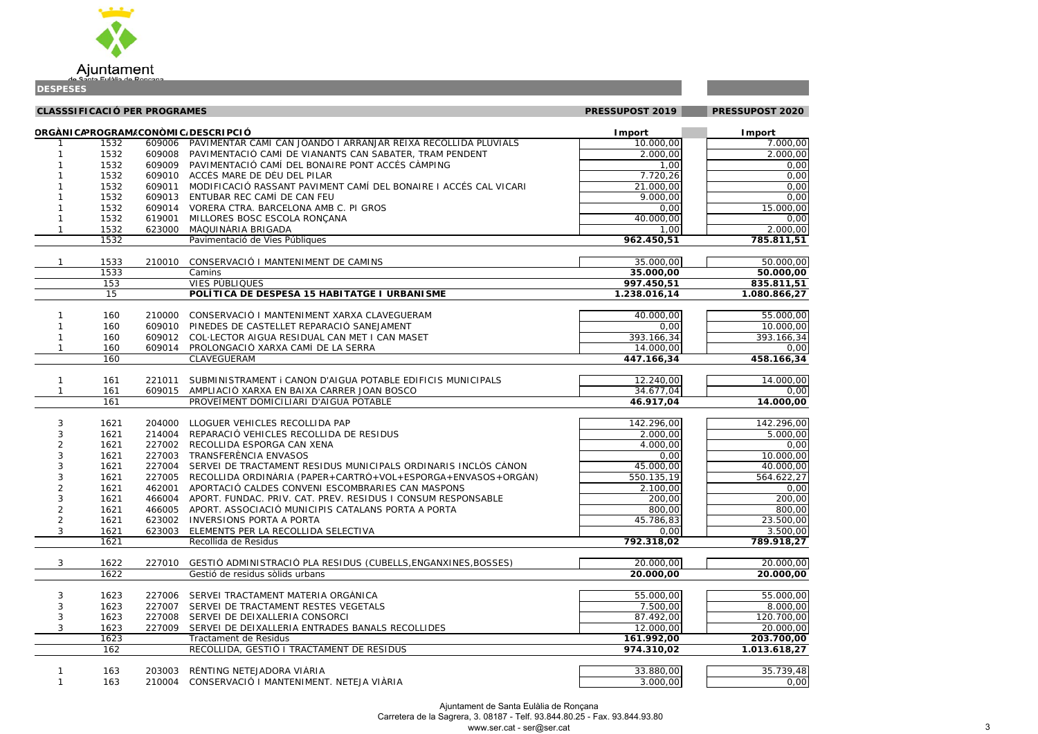Ajuntament de Santa Eulàlia de Ronçana

**DESPESES**

| CLASSSIFICACIÓ PER PROGRAMES | | | | PRESSUPOST 2019 | PRESSUPOST 2020 |
|---|---|---|---|---|---|
| ORGÀNICA | PROGRAMA | ECONÒMICA | DESCRIPCIÓ | Import | Import |
| 1 | 1532 | 609006 | PAVIMENTAR CAMÍ CAN JOANDO I ARRANJAR REIXA RECOLLIDA PLUVIALS | 10.000,00 | 7.000,00 |
| 1 | 1532 | 609008 | PAVIMENTACIÓ CAMÍ DE VIANANTS CAN SABATER, TRAM PENDENT | 2.000,00 | 2.000,00 |
| 1 | 1532 | 609009 | PAVIMENTACIÓ CAMÍ DEL BONAIRE PONT ACCÉS CÀMPING | 1,00 | 0,00 |
| 1 | 1532 | 609010 | ACCÉS MARE DE DÉU DEL PILAR | 7.720,26 | 0,00 |
| 1 | 1532 | 609011 | MODIFICACIÓ RASSANT PAVIMENT CAMÍ DEL BONAIRE I ACCÉS CAL VICARI | 21.000,00 | 0,00 |
| 1 | 1532 | 609013 | ENTUBAR REC CAMÍ DE CAN FEU | 9.000,00 | 0,00 |
| 1 | 1532 | 609014 | VORERA CTRA. BARCELONA AMB C. PI GROS | 0,00 | 15.000,00 |
| 1 | 1532 | 619001 | MILLORES BOSC ESCOLA RONÇANA | 40.000,00 | 0,00 |
| 1 | 1532 | 623000 | MÀQUINÀRIA BRIGADA | 1,00 | 2.000,00 |
| | 1532 | | Pavimentació de Vies Públiques | **962.450,51** | **785.811,51** |
| 1 | 1533 | 210010 | CONSERVACIÓ I MANTENIMENT DE CAMINS | 35.000,00 | 50.000,00 |
| | 1533 | | Camins | **35.000,00** | **50.000,00** |
| | 153 | | VIES PÚBLIQUES | **997.450,51** | **835.811,51** |
| | 15 | | **POLÍTICA DE DESPESA 15 HABITATGE I URBANISME** | **1.238.016,14** | **1.080.866,27** |
| 1 | 160 | 210000 | CONSERVACIÓ I MANTENIMENT XARXA CLAVEGUERAM | 40.000,00 | 55.000,00 |
| 1 | 160 | 609010 | PINEDES DE CASTELLET REPARACIÓ SANEJAMENT | 0,00 | 10.000,00 |
| 1 | 160 | 609012 | COL·LECTOR AIGUA RESIDUAL CAN MET I CAN MASET | 393.166,34 | 393.166,34 |
| 1 | 160 | 609014 | PROLONGACIÓ XARXA CAMÍ DE LA SERRA | 14.000,00 | 0,00 |
| | 160 | | CLAVEGUERAM | **447.166,34** | **458.166,34** |
| 1 | 161 | 221011 | SUBMINISTRAMENT i CANON D'AIGUA POTABLE EDIFICIS MUNICIPALS | 12.240,00 | 14.000,00 |
| 1 | 161 | 609015 | AMPLIACIÓ XARXA EN BAIXA CARRER JOAN BOSCO | 34.677,04 | 0,00 |
| | 161 | | PROVEÏMENT DOMICILIARI D'AIGUA POTABLE | **46.917,04** | **14.000,00** |
| 3 | 1621 | 204000 | LLOGUER VEHICLES RECOLLIDA PAP | 142.296,00 | 142.296,00 |
| 3 | 1621 | 214004 | REPARACIÓ VEHICLES RECOLLIDA DE RESIDUS | 2.000,00 | 5.000,00 |
| 2 | 1621 | 227002 | RECOLLIDA ESPORGA CAN XENA | 4.000,00 | 0,00 |
| 3 | 1621 | 227003 | TRANSFERÈNCIA ENVASOS | 0,00 | 10.000,00 |
| 3 | 1621 | 227004 | SERVEI DE TRACTAMENT RESIDUS MUNICIPALS ORDINARIS INCLÒS CÀNON | 45.000,00 | 40.000,00 |
| 3 | 1621 | 227005 | RECOLLIDA ORDINÀRIA (PAPER+CARTRÓ+VOL+ESPORGA+ENVASOS+ORGÀN) | 550.135,19 | 564.622,27 |
| 2 | 1621 | 462001 | APORTACIÓ CALDES CONVENI ESCOMBRARIES CAN MASPONS | 2.100,00 | 0,00 |
| 3 | 1621 | 466004 | APORT. FUNDAC. PRIV. CAT. PREV. RESIDUS I CONSUM RESPONSABLE | 200,00 | 200,00 |
| 2 | 1621 | 466005 | APORT. ASSOCIACIÓ MUNICIPIS CATALANS PORTA A PORTA | 800,00 | 800,00 |
| 2 | 1621 | 623002 | INVERSIONS PORTA A PORTA | 45.786,83 | 23.500,00 |
| 3 | 1621 | 623003 | ELEMENTS PER LA RECOLLIDA SELECTIVA | 0,00 | 3.500,00 |
| | 1621 | | Recollida de Residus | **792.318,02** | **789.918,27** |
| 3 | 1622 | 227010 | GESTIÓ ADMINISTRACIÓ PLA RESIDUS (CUBELLS,ENGANXINES,BOSSES) | 20.000,00 | 20.000,00 |
| | 1622 | | Gestió de residus sòlids urbans | **20.000,00** | **20.000,00** |
| 3 | 1623 | 227006 | SERVEI TRACTAMENT MATERIA ORGÀNICA | 55.000,00 | 55.000,00 |
| 3 | 1623 | 227007 | SERVEI DE TRACTAMENT RESTES VEGETALS | 7.500,00 | 8.000,00 |
| 3 | 1623 | 227008 | SERVEI DE DEIXALLERIA CONSORCI | 87.492,00 | 120.700,00 |
| 3 | 1623 | 227009 | SERVEI DE DEIXALLERIA ENTRADES BANALS RECOLLIDES | 12.000,00 | 20.000,00 |
| | 1623 | | Tractament de Residus | **161.992,00** | **203.700,00** |
| | 162 | | RECOLLIDA, GESTIÓ I TRACTAMENT DE RESIDUS | **974.310,02** | **1.013.618,27** |
| 1 | 163 | 203003 | RÈNTING NETEJADORA VIÀRIA | 33.880,00 | 35.739,48 |
| 1 | 163 | 210004 | CONSERVACIÓ I MANTENIMENT. NETEJA VIÀRIA | 3.000,00 | 0,00 |

Ajuntament de Santa Eulàlia de Ronçana
Carretera de la Sagrera, 3. 08187 - Telf. 93.844.80.25 - Fax. 93.844.93.80
www.ser.cat - ser@ser.cat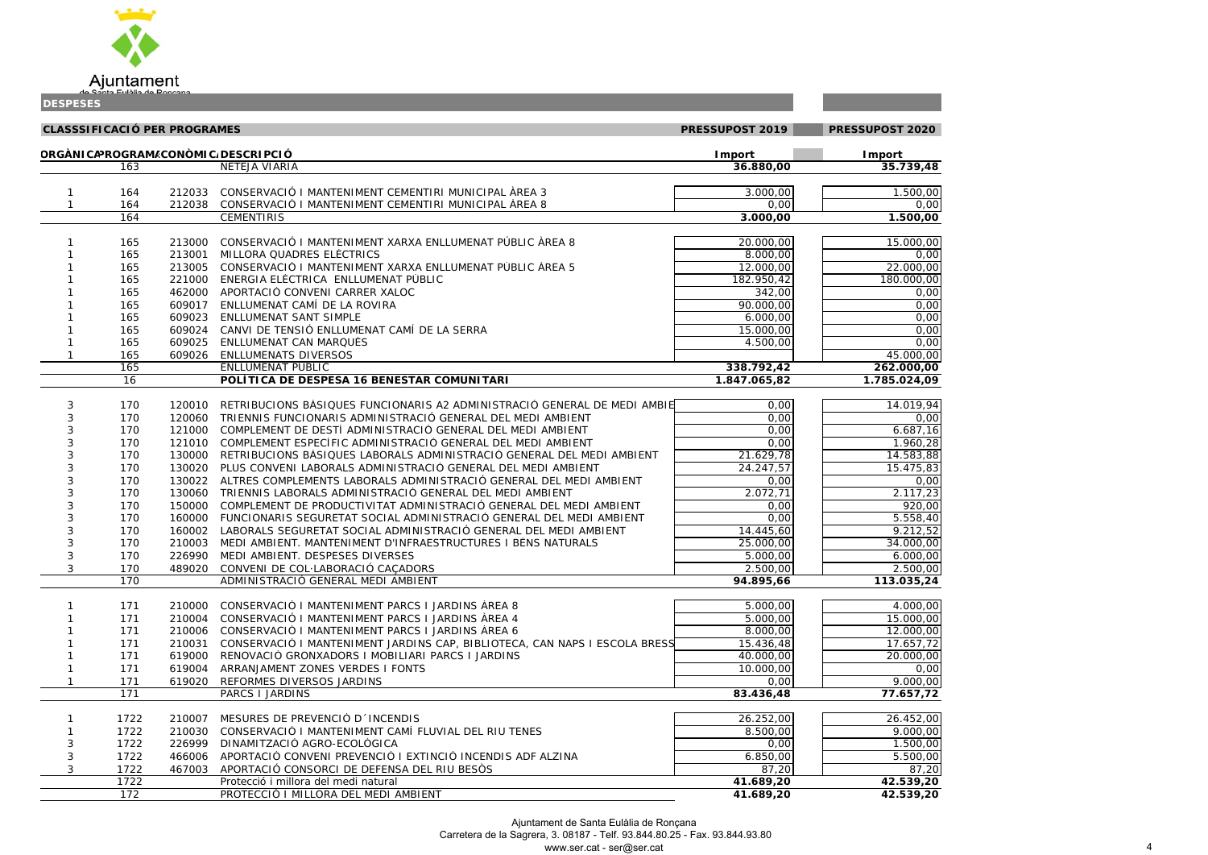Ajuntament de Santa Eulàlia de Ronçana

**DESPESES**

**CLASSSIFICACIÓ PER PROGRAMES**

| ORGÀNICA | PROGRAMA | ECONÒMICA | DESCRIPCIÓ | PRESSUPOST 2019 Import | PRESSUPOST 2020 Import |
|---|---|---|---|---|---|
| | 163 | | NETEJA VIÀRIA | **36.880,00** | **35.739,48** |
| 1 | 164 | 212033 | CONSERVACIÓ I MANTENIMENT CEMENTIRI MUNICIPAL ÀREA 3 | 3.000,00 | 1.500,00 |
| 1 | 164 | 212038 | CONSERVACIÓ I MANTENIMENT CEMENTIRI MUNICIPAL ÀREA 8 | 0,00 | 0,00 |
| | 164 | | CEMENTIRIS | **3.000,00** | **1.500,00** |
| 1 | 165 | 213000 | CONSERVACIÓ I MANTENIMENT XARXA ENLLUMENAT PÚBLIC ÀREA 8 | 20.000,00 | 15.000,00 |
| 1 | 165 | 213001 | MILLORA QUADRES ELÈCTRICS | 8.000,00 | 0,00 |
| 1 | 165 | 213005 | CONSERVACIÓ I MANTENIMENT XARXA ENLLUMENAT PÚBLIC ÀREA 5 | 12.000,00 | 22.000,00 |
| 1 | 165 | 221000 | ENERGIA ELÈCTRICA ENLLUMENAT PÚBLIC | 182.950,42 | 180.000,00 |
| 1 | 165 | 462000 | APORTACIÓ CONVENI CARRER XALOC | 342,00 | 0,00 |
| 1 | 165 | 609017 | ENLLUMENAT CAMÍ DE LA ROVIRA | 90.000,00 | 0,00 |
| 1 | 165 | 609023 | ENLLUMENAT SANT SIMPLE | 6.000,00 | 0,00 |
| 1 | 165 | 609024 | CANVI DE TENSIÓ ENLLUMENAT CAMÍ DE LA SERRA | 15.000,00 | 0,00 |
| 1 | 165 | 609025 | ENLLUMENAT CAN MARQUÈS | 4.500,00 | 0,00 |
| 1 | 165 | 609026 | ENLLUMENATS DIVERSOS | | 45.000,00 |
| | 165 | | ENLLUMENAT PÚBLIC | **338.792,42** | **262.000,00** |
| | 16 | | **POLÍTICA DE DESPESA 16 BENESTAR COMUNITARI** | **1.847.065,82** | **1.785.024,09** |
| 3 | 170 | 120010 | RETRIBUCIONS BÀSIQUES FUNCIONARIS A2 ADMINISTRACIÓ GENERAL DE MEDI AMBIE | 0,00 | 14.019,94 |
| 3 | 170 | 120060 | TRIENNIS FUNCIONARIS ADMINISTRACIÓ GENERAL DEL MEDI AMBIENT | 0,00 | 0,00 |
| 3 | 170 | 121000 | COMPLEMENT DE DESTÍ ADMINISTRACIÓ GENERAL DEL MEDI AMBIENT | 0,00 | 6.687,16 |
| 3 | 170 | 121010 | COMPLEMENT ESPECÍFIC ADMINISTRACIÓ GENERAL DEL MEDI AMBIENT | 0,00 | 1.960,28 |
| 3 | 170 | 130000 | RETRIBUCIONS BÀSIQUES LABORALS ADMINISTRACIÓ GENERAL DEL MEDI AMBIENT | 21.629,78 | 14.583,88 |
| 3 | 170 | 130020 | PLUS CONVENI LABORALS ADMINISTRACIÓ GENERAL DEL MEDI AMBIENT | 24.247,57 | 15.475,83 |
| 3 | 170 | 130022 | ALTRES COMPLEMENTS LABORALS ADMINISTRACIÓ GENERAL DEL MEDI AMBIENT | 0,00 | 0,00 |
| 3 | 170 | 130060 | TRIENNIS LABORALS ADMINISTRACIÓ GENERAL DEL MEDI AMBIENT | 2.072,71 | 2.117,23 |
| 3 | 170 | 150000 | COMPLEMENT DE PRODUCTIVITAT ADMINISTRACIÓ GENERAL DEL MEDI AMBIENT | 0,00 | 920,00 |
| 3 | 170 | 160000 | FUNCIONARIS SEGURETAT SOCIAL ADMINISTRACIÓ GENERAL DEL MEDI AMBIENT | 0,00 | 5.558,40 |
| 3 | 170 | 160002 | LABORALS SEGURETAT SOCIAL ADMINISTRACIÓ GENERAL DEL MEDI AMBIENT | 14.445,60 | 9.212,52 |
| 3 | 170 | 210003 | MEDI AMBIENT. MANTENIMENT D'INFRAESTRUCTURES I BÉNS NATURALS | 25.000,00 | 34.000,00 |
| 3 | 170 | 226990 | MEDI AMBIENT. DESPESES DIVERSES | 5.000,00 | 6.000,00 |
| 3 | 170 | 489020 | CONVENI DE COL·LABORACIÓ CAÇADORS | 2.500,00 | 2.500,00 |
| | 170 | | ADMINISTRACIÓ GENERAL MEDI AMBIENT | **94.895,66** | **113.035,24** |
| 1 | 171 | 210000 | CONSERVACIÓ I MANTENIMENT PARCS I JARDINS ÀREA 8 | 5.000,00 | 4.000,00 |
| 1 | 171 | 210004 | CONSERVACIÓ I MANTENIMENT PARCS I JARDINS ÀREA 4 | 5.000,00 | 15.000,00 |
| 1 | 171 | 210006 | CONSERVACIÓ I MANTENIMENT PARCS I JARDINS ÀREA 6 | 8.000,00 | 12.000,00 |
| 1 | 171 | 210031 | CONSERVACIÓ I MANTENIMENT JARDINS CAP, BIBLIOTECA, CAN NAPS I ESCOLA BRESS | 15.436,48 | 17.657,72 |
| 1 | 171 | 619000 | RENOVACIÓ GRONXADORS I MOBILIARI PARCS I JARDINS | 40.000,00 | 20.000,00 |
| 1 | 171 | 619004 | ARRANJAMENT ZONES VERDES I FONTS | 10.000,00 | 0,00 |
| 1 | 171 | 619020 | REFORMES DIVERSOS JARDINS | 0,00 | 9.000,00 |
| | 171 | | PARCS I JARDINS | **83.436,48** | **77.657,72** |
| 1 | 1722 | 210007 | MESURES DE PREVENCIÓ D´INCENDIS | 26.252,00 | 26.452,00 |
| 1 | 1722 | 210030 | CONSERVACIÓ I MANTENIMENT CAMÍ FLUVIAL DEL RIU TENES | 8.500,00 | 9.000,00 |
| 3 | 1722 | 226999 | DINAMITZACIÓ AGRO-ECOLÒGICA | 0,00 | 1.500,00 |
| 3 | 1722 | 466006 | APORTACIÓ CONVENI PREVENCIÓ I EXTINCIÓ INCENDIS ADF ALZINA | 6.850,00 | 5.500,00 |
| 3 | 1722 | 467003 | APORTACIÓ CONSORCI DE DEFENSA DEL RIU BESÒS | 87,20 | 87,20 |
| | 1722 | | Protecció i millora del medi natural | **41.689,20** | **42.539,20** |
| | 172 | | PROTECCIÓ I MILLORA DEL MEDI AMBIENT | **41.689,20** | **42.539,20** |

Ajuntament de Santa Eulàlia de Ronçana
Carretera de la Sagrera, 3. 08187 - Telf. 93.844.80.25 - Fax. 93.844.93.80
www.ser.cat - ser@ser.cat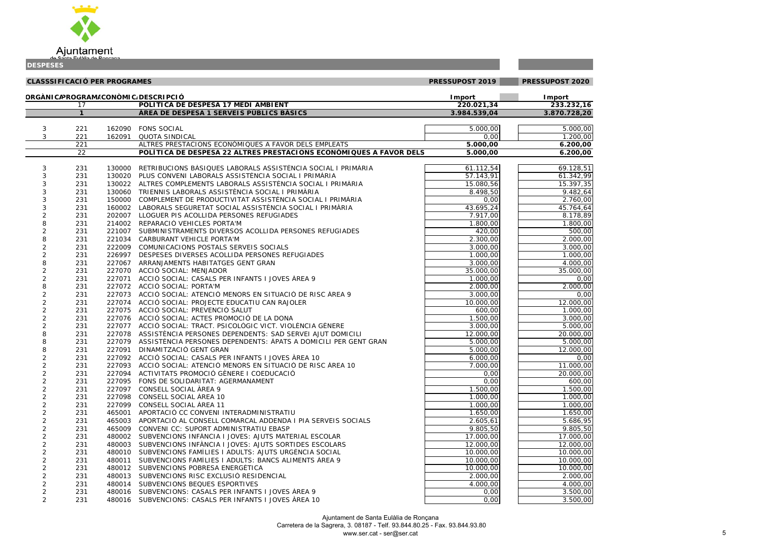Ajuntament de Santa Eulàlia de Ronçana

**DESPESES**

| CLASSSIFICACIÓ PER PROGRAMES | | | | PRESSUPOST 2019 | PRESSUPOST 2020 |
|---|---|---|---|---|---|
| ORGÀNICA | PROGRAMA | ECONÒMICA | DESCRIPCIÓ | Import | Import |
| | 17 | | **POLÍTICA DE DESPESA 17 MEDI AMBIENT** | **220.021,34** | **233.232,16** |
| | **1** | | **ÀREA DE DESPESA 1 SERVEIS PÚBLICS BÀSICS** | **3.984.539,04** | **3.870.728,20** |
| 3 | 221 | 162090 | FONS SOCIAL | 5.000,00 | 5.000,00 |
| 3 | 221 | 162091 | QUOTA SINDICAL | 0,00 | 1.200,00 |
| | 221 | | ALTRES PRESTACIONS ECONÒMIQUES A FAVOR DELS EMPLEATS | **5.000,00** | **6.200,00** |
| | 22 | | **POLÍTICA DE DESPESA 22 ALTRES PRESTACIONS ECONÒMIQUES A FAVOR DELS** | **5.000,00** | **6.200,00** |
| 3 | 231 | 130000 | RETRIBUCIONS BÀSIQUES LABORALS ASSISTÈNCIA SOCIAL I PRIMÀRIA | 61.112,54 | 69.128,51 |
| 3 | 231 | 130020 | PLUS CONVENI LABORALS ASSISTÈNCIA SOCIAL I PRIMÀRIA | 57.143,91 | 61.342,99 |
| 3 | 231 | 130022 | ALTRES COMPLEMENTS LABORALS ASSISTÈNCIA SOCIAL I PRIMÀRIA | 15.080,56 | 15.397,35 |
| 3 | 231 | 130060 | TRIENNIS LABORALS ASSISTÈNCIA SOCIAL I PRIMÀRIA | 8.498,50 | 9.482,64 |
| 3 | 231 | 150000 | COMPLEMENT DE PRODUCTIVITAT ASSISTÈNCIA SOCIAL I PRIMÀRIA | 0,00 | 2.760,00 |
| 3 | 231 | 160002 | LABORALS SEGURETAT SOCIAL ASSISTÈNCIA SOCIAL I PRIMÀRIA | 43.695,24 | 45.764,64 |
| 2 | 231 | 202007 | LLOGUER PIS ACOLLIDA PERSONES REFUGIADES | 7.917,00 | 8.178,89 |
| 8 | 231 | 214002 | REPARACIÓ VEHICLES PORTA'M | 1.800,00 | 1.800,00 |
| 2 | 231 | 221007 | SUBMINISTRAMENTS DIVERSOS ACOLLIDA PERSONES REFUGIADES | 420,00 | 500,00 |
| 8 | 231 | 221034 | CARBURANT VEHICLE PORTA'M | 2.300,00 | 2.000,00 |
| 2 | 231 | 222009 | COMUNICACIONS POSTALS SERVEIS SOCIALS | 3.000,00 | 3.000,00 |
| 2 | 231 | 226997 | DESPESES DIVERSES ACOLLIDA PERSONES REFUGIADES | 1.000,00 | 1.000,00 |
| 8 | 231 | 227067 | ARRANJAMENTS HABITATGES GENT GRAN | 3.000,00 | 4.000,00 |
| 2 | 231 | 227070 | ACCIÓ SOCIAL: MENJADOR | 35.000,00 | 35.000,00 |
| 2 | 231 | 227071 | ACCIÓ SOCIAL: CASALS PER INFANTS I JOVES ÀREA 9 | 1.000,00 | 0,00 |
| 8 | 231 | 227072 | ACCIÓ SOCIAL: PORTA'M | 2.000,00 | 2.000,00 |
| 2 | 231 | 227073 | ACCIÓ SOCIAL: ATENCIÓ MENORS EN SITUACIÓ DE RISC ÀREA 9 | 3.000,00 | 0,00 |
| 2 | 231 | 227074 | ACCIÓ SOCIAL: PROJECTE EDUCATIU CAN RAJOLER | 10.000,00 | 12.000,00 |
| 2 | 231 | 227075 | ACCIÓ SOCIAL: PREVENCIÓ SALUT | 600,00 | 1.000,00 |
| 2 | 231 | 227076 | ACCIÓ SOCIAL: ACTES PROMOCIÓ DE LA DONA | 1.500,00 | 3.000,00 |
| 2 | 231 | 227077 | ACCIÓ SOCIAL: TRACT. PSICOLÒGIC VICT. VIOLÈNCIA GÈNERE | 3.000,00 | 5.000,00 |
| 8 | 231 | 227078 | ASSISTÈNCIA PERSONES DEPENDENTS: SAD SERVEI AJUT DOMICILI | 12.000,00 | 20.000,00 |
| 8 | 231 | 227079 | ASSISTÈNCIA PERSONES DEPENDENTS: ÀPATS A DOMICILI PER GENT GRAN | 5.000,00 | 5.000,00 |
| 8 | 231 | 227091 | DINAMITZACIÓ GENT GRAN | 5.000,00 | 12.000,00 |
| 2 | 231 | 227092 | ACCIÓ SOCIAL: CASALS PER INFANTS I JOVES ÀREA 10 | 6.000,00 | 0,00 |
| 2 | 231 | 227093 | ACCIÓ SOCIAL: ATENCIÓ MENORS EN SITUACIÓ DE RISC ÀREA 10 | 7.000,00 | 11.000,00 |
| 2 | 231 | 227094 | ACTIVITATS PROMOCIÓ GÈNERE I COEDUCACIÓ | 0,00 | 20.000,00 |
| 2 | 231 | 227095 | FONS DE SOLIDARITAT: AGERMANAMENT | 0,00 | 600,00 |
| 2 | 231 | 227097 | CONSELL SOCIAL ÀREA 9 | 1.500,00 | 1.500,00 |
| 2 | 231 | 227098 | CONSELL SOCIAL ÀREA 10 | 1.000,00 | 1.000,00 |
| 2 | 231 | 227099 | CONSELL SOCIAL ÀREA 11 | 1.000,00 | 1.000,00 |
| 2 | 231 | 465001 | APORTACIÓ CC CONVENI INTERADMINISTRATIU | 1.650,00 | 1.650,00 |
| 2 | 231 | 465003 | APORTACIÓ AL CONSELL COMARCAL ADDENDA I PIA SERVEIS SOCIALS | 2.605,61 | 5.686,95 |
| 2 | 231 | 465009 | CONVENI CC: SUPORT ADMINISTRATIU EBASP | 9.805,50 | 9.805,50 |
| 2 | 231 | 480002 | SUBVENCIONS INFÀNCIA I JOVES: AJUTS MATERIAL ESCOLAR | 17.000,00 | 17.000,00 |
| 2 | 231 | 480003 | SUBVENCIONS INFÀNCIA I JOVES: AJUTS SORTIDES ESCOLARS | 12.000,00 | 12.000,00 |
| 2 | 231 | 480010 | SUBVENCIONS FAMÍLIES I ADULTS: AJUTS URGÈNCIA SOCIAL | 10.000,00 | 10.000,00 |
| 2 | 231 | 480011 | SUBVENCIONS FAMÍLIES I ADULTS: BANCS ALIMENTS ÀREA 9 | 10.000,00 | 10.000,00 |
| 2 | 231 | 480012 | SUBVENCIONS POBRESA ENERGÈTICA | 10.000,00 | 10.000,00 |
| 2 | 231 | 480013 | SUBVENCIONS RISC EXCLUSIÓ RESIDENCIAL | 2.000,00 | 2.000,00 |
| 2 | 231 | 480014 | SUBVENCIONS BEQUES ESPORTIVES | 4.000,00 | 4.000,00 |
| 2 | 231 | 480016 | SUBVENCIONS: CASALS PER INFANTS I JOVES ÀREA 9 | 0,00 | 3.500,00 |
| 2 | 231 | 480016 | SUBVENCIONS: CASALS PER INFANTS I JOVES ÀREA 10 | 0,00 | 3.500,00 |

Ajuntament de Santa Eulàlia de Ronçana
Carretera de la Sagrera, 3. 08187 - Telf. 93.844.80.25 - Fax. 93.844.93.80
www.ser.cat - ser@ser.cat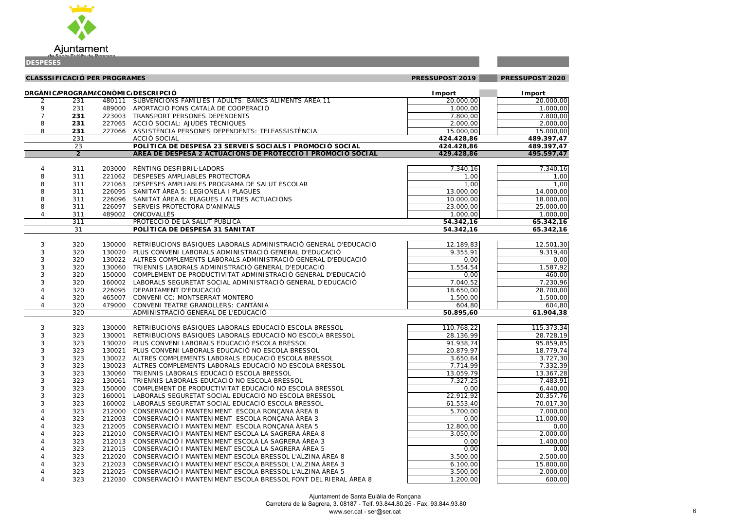Ajuntament de Santa Eulàlia de Ronçana

**DESPESES**

| CLASSSIFICACIÓ PER PROGRAMES | | | | PRESSUPOST 2019 | PRESSUPOST 2020 |
|---|---|---|---|---|---|
| ORGÀNICA | PROGRAMA | ECONÒMICA | DESCRIPCIÓ | Import | Import |
| 2 | 231 | 480111 | SUBVENCIONS FAMÍLIES I ADULTS: BANCS ALIMENTS ÀREA 11 | 20.000,00 | 20.000,00 |
| 9 | 231 | 489000 | APORTACIÓ FONS CATALÀ DE COOPERACIÓ | 1.000,00 | 1.000,00 |
| 7 | **231** | 223003 | TRANSPORT PERSONES DEPENDENTS | 7.800,00 | 7.800,00 |
| 8 | **231** | 227065 | ACCIÓ SOCIAL: AJUDES TÈCNIQUES | 2.000,00 | 2.000,00 |
| 8 | **231** | 227066 | ASSISTÈNCIA PERSONES DEPENDENTS: TELEASSISTÈNCIA | 15.000,00 | 15.000,00 |
| | 231 | | ACCIÓ SOCIAL | **424.428,86** | **489.397,47** |
| | 23 | | **POLÍTICA DE DESPESA 23 SERVEIS SOCIALS I PROMOCIÓ SOCIAL** | **424.428,86** | **489.397,47** |
| | **2** | | **ÀREA DE DESPESA 2 ACTUACIONS DE PROTECCIÓ I PROMOCIÓ SOCIAL** | **429.428,86** | **495.597,47** |
| 4 | 311 | 203000 | RÈNTING DESFIBRIL·LADORS | 7.340,16 | 7.340,16 |
| 8 | 311 | 221062 | DESPESES AMPLIABLES PROTECTORA | 1,00 | 1,00 |
| 8 | 311 | 221063 | DESPESES AMPLIABLES PROGRAMA DE SALUT ESCOLAR | 1,00 | 1,00 |
| 8 | 311 | 226095 | SANITAT ÀREA 5: LEGIONELA I PLAGUES | 13.000,00 | 14.000,00 |
| 8 | 311 | 226096 | SANITAT ÀREA 6: PLAGUES I ALTRES ACTUACIONS | 10.000,00 | 18.000,00 |
| 8 | 311 | 226097 | SERVEIS PROTECTORA D'ANIMALS | 23.000,00 | 25.000,00 |
| 4 | 311 | 489002 | ONCOVALLÈS | 1.000,00 | 1.000,00 |
| | 311 | | PROTECCIÓ DE LA SALUT PÚBLICA | **54.342,16** | **65.342,16** |
| | 31 | | **POLÍTICA DE DESPESA 31 SANITAT** | **54.342,16** | **65.342,16** |
| 3 | 320 | 130000 | RETRIBUCIONS BÀSIQUES LABORALS ADMINISTRACIÓ GENERAL D'EDUCACIÓ | 12.189,83 | 12.501,30 |
| 3 | 320 | 130020 | PLUS CONVENI LABORALS ADMINISTRACIÓ GENERAL D'EDUCACIÓ | 9.355,91 | 9.319,40 |
| 3 | 320 | 130022 | ALTRES COMPLEMENTS LABORALS ADMINISTRACIÓ GENERAL D'EDUCACIÓ | 0,00 | 0,00 |
| 3 | 320 | 130060 | TRIENNIS LABORALS ADMINISTRACIÓ GENERAL D'EDUCACIÓ | 1.554,54 | 1.587,92 |
| 3 | 320 | 150000 | COMPLEMENT DE PRODUCTIVITAT ADMINISTRACIÓ GENERAL D'EDUCACIÓ | 0,00 | 460,00 |
| 3 | 320 | 160002 | LABORALS SEGURETAT SOCIAL ADMINISTRACIÓ GENERAL D'EDUCACIÓ | 7.040,52 | 7.230,96 |
| 4 | 320 | 226095 | DEPARTAMENT D'EDUCACIÓ | 18.650,00 | 28.700,00 |
| 4 | 320 | 465007 | CONVENI CC: MONTSERRAT MONTERO | 1.500,00 | 1.500,00 |
| 4 | 320 | 479000 | CONVENI TEATRE GRANOLLERS: CANTÀNIA | 604,80 | 604,80 |
| | 320 | | ADMINISTRACIÓ GENERAL DE L'EDUCACIÓ | **50.895,60** | **61.904,38** |
| 3 | 323 | 130000 | RETRIBUCIONS BÀSIQUES LABORALS EDUCACIÓ ESCOLA BRESSOL | 110.768,22 | 115.373,34 |
| 3 | 323 | 130001 | RETRIBUCIONS BÀSIQUES LABORALS EDUCACIÓ NO ESCOLA BRESSOL | 28.136,99 | 28.728,19 |
| 3 | 323 | 130020 | PLUS CONVENI LABORALS EDUCACIÓ ESCOLA BRESSOL | 91.938,74 | 95.859,85 |
| 3 | 323 | 130021 | PLUS CONVENI LABORALS EDUCACIÓ NO ESCOLA BRESSOL | 20.879,97 | 18.779,74 |
| 3 | 323 | 130022 | ALTRES COMPLEMENTS LABORALS EDUCACIÓ ESCOLA BRESSOL | 3.650,64 | 3.727,30 |
| 3 | 323 | 130023 | ALTRES COMPLEMENTS LABORALS EDUCACIÓ NO ESCOLA BRESSOL | 7.714,99 | 7.332,39 |
| 3 | 323 | 130060 | TRIENNIS LABORALS EDUCACIÓ ESCOLA BRESSOL | 13.059,79 | 13.367,28 |
| 3 | 323 | 130061 | TRIENNIS LABORALS EDUCACIÓ NO ESCOLA BRESSOL | 7.327,25 | 7.483,91 |
| 3 | 323 | 150000 | COMPLEMENT DE PRODUCTIVITAT EDUCACIÓ NO ESCOLA BRESSOL | 0,00 | 6.440,00 |
| 3 | 323 | 160001 | LABORALS SEGURETAT SOCIAL EDUCACIÓ NO ESCOLA BRESSOL | 22.912,92 | 20.357,76 |
| 3 | 323 | 160002 | LABORALS SEGURETAT SOCIAL EDUCACIÓ ESCOLA BRESSOL | 61.553,40 | 70.017,30 |
| 4 | 323 | 212000 | CONSERVACIÓ I MANTENIMENT ESCOLA RONÇANA ÀREA 8 | 5.700,00 | 7.000,00 |
| 4 | 323 | 212003 | CONSERVACIÓ I MANTENIMENT ESCOLA RONÇANA ÀREA 3 | 0,00 | 11.000,00 |
| 4 | 323 | 212005 | CONSERVACIÓ I MANTENIMENT ESCOLA RONÇANA ÀREA 5 | 12.800,00 | 0,00 |
| 4 | 323 | 212010 | CONSERVACIÓ I MANTENIMENT ESCOLA LA SAGRERA ÀREA 8 | 3.050,00 | 2.000,00 |
| 4 | 323 | 212013 | CONSERVACIÓ I MANTENIMENT ESCOLA LA SAGRERA ÀREA 3 | 0,00 | 1.400,00 |
| 4 | 323 | 212015 | CONSERVACIÓ I MANTENIMENT ESCOLA LA SAGRERA ÀREA 5 | 0,00 | 0,00 |
| 4 | 323 | 212020 | CONSERVACIÓ I MANTENIMENT ESCOLA BRESSOL L'ALZINA ÀREA 8 | 3.500,00 | 2.500,00 |
| 4 | 323 | 212023 | CONSERVACIÓ I MANTENIMENT ESCOLA BRESSOL L'ALZINA ÀREA 3 | 6.100,00 | 15.800,00 |
| 4 | 323 | 212025 | CONSERVACIÓ I MANTENIMENT ESCOLA BRESSOL L'ALZINA ÀREA 5 | 3.500,00 | 2.000,00 |
| 4 | 323 | 212030 | CONSERVACIÓ I MANTENIMENT ESCOLA BRESSOL FONT DEL RIERAL ÀREA 8 | 1.200,00 | 600,00 |

Ajuntament de Santa Eulàlia de Ronçana
Carretera de la Sagrera, 3. 08187 - Telf. 93.844.80.25 - Fax. 93.844.93.80
www.ser.cat - ser@ser.cat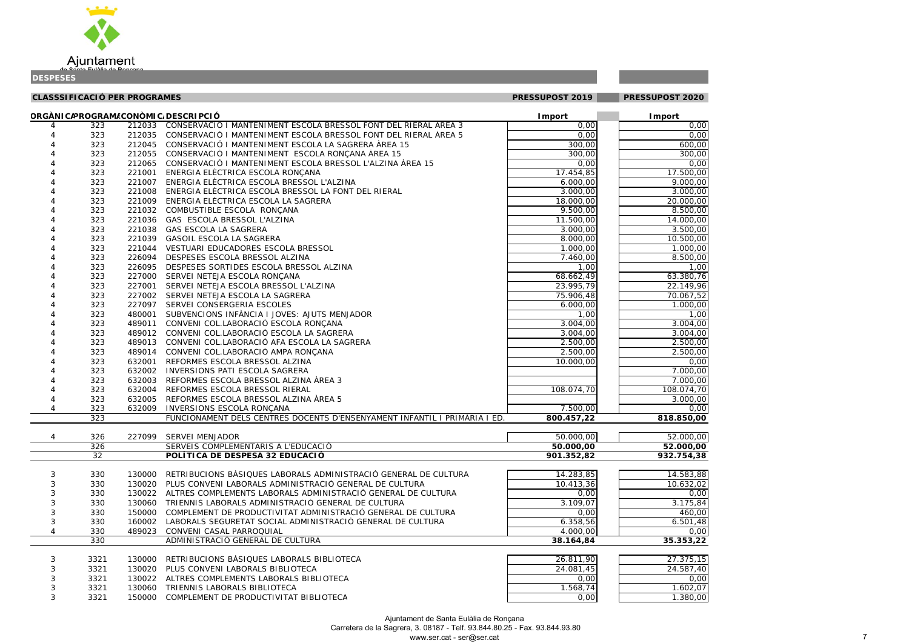Ajuntament de Santa Eulàlia de Ronçana

**DESPESES**

**CLASSSIFICACIÓ PER PROGRAMES**

| ORGÀNICA | PROGRAMA | ECONÒMICA | DESCRIPCIÓ | PRESSUPOST 2019 Import | PRESSUPOST 2020 Import |
|---|---|---|---|---|---|
| 4 | 323 | 212033 | CONSERVACIÓ I MANTENIMENT ESCOLA BRESSOL FONT DEL RIERAL ÀREA 3 | 0,00 | 0,00 |
| 4 | 323 | 212035 | CONSERVACIÓ I MANTENIMENT ESCOLA BRESSOL FONT DEL RIERAL ÀREA 5 | 0,00 | 0,00 |
| 4 | 323 | 212045 | CONSERVACIÓ I MANTENIMENT ESCOLA LA SAGRERA ÀREA 15 | 300,00 | 600,00 |
| 4 | 323 | 212055 | CONSERVACIÓ I MANTENIMENT ESCOLA RONÇANA ÀREA 15 | 300,00 | 300,00 |
| 4 | 323 | 212065 | CONSERVACIÓ I MANTENIMENT ESCOLA BRESSOL L'ALZINA ÀREA 15 | 0,00 | 0,00 |
| 4 | 323 | 221001 | ENERGIA ELÈCTRICA ESCOLA RONÇANA | 17.454,85 | 17.500,00 |
| 4 | 323 | 221007 | ENERGIA ELÈCTRICA ESCOLA BRESSOL L'ALZINA | 6.000,00 | 9.000,00 |
| 4 | 323 | 221008 | ENERGIA ELÈCTRICA ESCOLA BRESSOL LA FONT DEL RIERAL | 3.000,00 | 3.000,00 |
| 4 | 323 | 221009 | ENERGIA ELÈCTRICA ESCOLA LA SAGRERA | 18.000,00 | 20.000,00 |
| 4 | 323 | 221032 | COMBUSTIBLE ESCOLA RONÇANA | 9.500,00 | 8.500,00 |
| 4 | 323 | 221036 | GAS ESCOLA BRESSOL L'ALZINA | 11.500,00 | 14.000,00 |
| 4 | 323 | 221038 | GAS ESCOLA LA SAGRERA | 3.000,00 | 3.500,00 |
| 4 | 323 | 221039 | GASOIL ESCOLA LA SAGRERA | 8.000,00 | 10.500,00 |
| 4 | 323 | 221044 | VESTUARI EDUCADORES ESCOLA BRESSOL | 1.000,00 | 1.000,00 |
| 4 | 323 | 226094 | DESPESES ESCOLA BRESSOL ALZINA | 7.460,00 | 8.500,00 |
| 4 | 323 | 226095 | DESPESES SORTIDES ESCOLA BRESSOL ALZINA | 1,00 | 1,00 |
| 4 | 323 | 227000 | SERVEI NETEJA ESCOLA RONÇANA | 68.662,49 | 63.380,76 |
| 4 | 323 | 227001 | SERVEI NETEJA ESCOLA BRESSOL L'ALZINA | 23.995,79 | 22.149,96 |
| 4 | 323 | 227002 | SERVEI NETEJA ESCOLA LA SAGRERA | 75.906,48 | 70.067,52 |
| 4 | 323 | 227097 | SERVEI CONSERGERIA ESCOLES | 6.000,00 | 1.000,00 |
| 4 | 323 | 480001 | SUBVENCIONS INFÀNCIA I JOVES: AJUTS MENJADOR | 1,00 | 1,00 |
| 4 | 323 | 489011 | CONVENI COL.LABORACIÓ ESCOLA RONÇANA | 3.004,00 | 3.004,00 |
| 4 | 323 | 489012 | CONVENI COL.LABORACIÓ ESCOLA LA SAGRERA | 3.004,00 | 3.004,00 |
| 4 | 323 | 489013 | CONVENI COL.LABORACIÓ AFA ESCOLA LA SAGRERA | 2.500,00 | 2.500,00 |
| 4 | 323 | 489014 | CONVENI COL.LABORACIÓ AMPA RONÇANA | 2.500,00 | 2.500,00 |
| 4 | 323 | 632001 | REFORMES ESCOLA BRESSOL ALZINA | 10.000,00 | 0,00 |
| 4 | 323 | 632002 | INVERSIONS PATI ESCOLA SAGRERA | | 7.000,00 |
| 4 | 323 | 632003 | REFORMES ESCOLA BRESSOL ALZINA ÀREA 3 | | 7.000,00 |
| 4 | 323 | 632004 | REFORMES ESCOLA BRESSOL RIERAL | 108.074,70 | 108.074,70 |
| 4 | 323 | 632005 | REFORMES ESCOLA BRESSOL ALZINA ÀREA 5 | | 3.000,00 |
| 4 | 323 | 632009 | INVERSIONS ESCOLA RONÇANA | 7.500,00 | 0,00 |
| | 323 | | FUNCIONAMENT DELS CENTRES DOCENTS D'ENSENYAMENT INFANTIL I PRIMÀRIA I ED. | **800.457,22** | **818.850,00** |
| 4 | 326 | 227099 | SERVEI MENJADOR | 50.000,00 | 52.000,00 |
| | 326 | | SERVEIS COMPLEMENTARIS A L'EDUCACIÓ | **50.000,00** | **52.000,00** |
| | 32 | | **POLÍTICA DE DESPESA 32 EDUCACIÓ** | **901.352,82** | **932.754,38** |
| 3 | 330 | 130000 | RETRIBUCIONS BÀSIQUES LABORALS ADMINISTRACIÓ GENERAL DE CULTURA | 14.283,85 | 14.583,88 |
| 3 | 330 | 130020 | PLUS CONVENI LABORALS ADMINISTRACIÓ GENERAL DE CULTURA | 10.413,36 | 10.632,02 |
| 3 | 330 | 130022 | ALTRES COMPLEMENTS LABORALS ADMINISTRACIÓ GENERAL DE CULTURA | 0,00 | 0,00 |
| 3 | 330 | 130060 | TRIENNIS LABORALS ADMINISTRACIÓ GENERAL DE CULTURA | 3.109,07 | 3.175,84 |
| 3 | 330 | 150000 | COMPLEMENT DE PRODUCTIVITAT ADMINISTRACIÓ GENERAL DE CULTURA | 0,00 | 460,00 |
| 3 | 330 | 160002 | LABORALS SEGURETAT SOCIAL ADMINISTRACIÓ GENERAL DE CULTURA | 6.358,56 | 6.501,48 |
| 4 | 330 | 489023 | CONVENI CASAL PARROQUIAL | 4.000,00 | 0,00 |
| | 330 | | ADMINISTRACIÓ GENERAL DE CULTURA | **38.164,84** | **35.353,22** |
| 3 | 3321 | 130000 | RETRIBUCIONS BÀSIQUES LABORALS BIBLIOTECA | 26.811,90 | 27.375,15 |
| 3 | 3321 | 130020 | PLUS CONVENI LABORALS BIBLIOTECA | 24.081,45 | 24.587,40 |
| 3 | 3321 | 130022 | ALTRES COMPLEMENTS LABORALS BIBLIOTECA | 0,00 | 0,00 |
| 3 | 3321 | 130060 | TRIENNIS LABORALS BIBLIOTECA | 1.568,74 | 1.602,07 |
| 3 | 3321 | 150000 | COMPLEMENT DE PRODUCTIVITAT BIBLIOTECA | 0,00 | 1.380,00 |

Ajuntament de Santa Eulàlia de Ronçana
Carretera de la Sagrera, 3. 08187 - Telf. 93.844.80.25 - Fax. 93.844.93.80
www.ser.cat - ser@ser.cat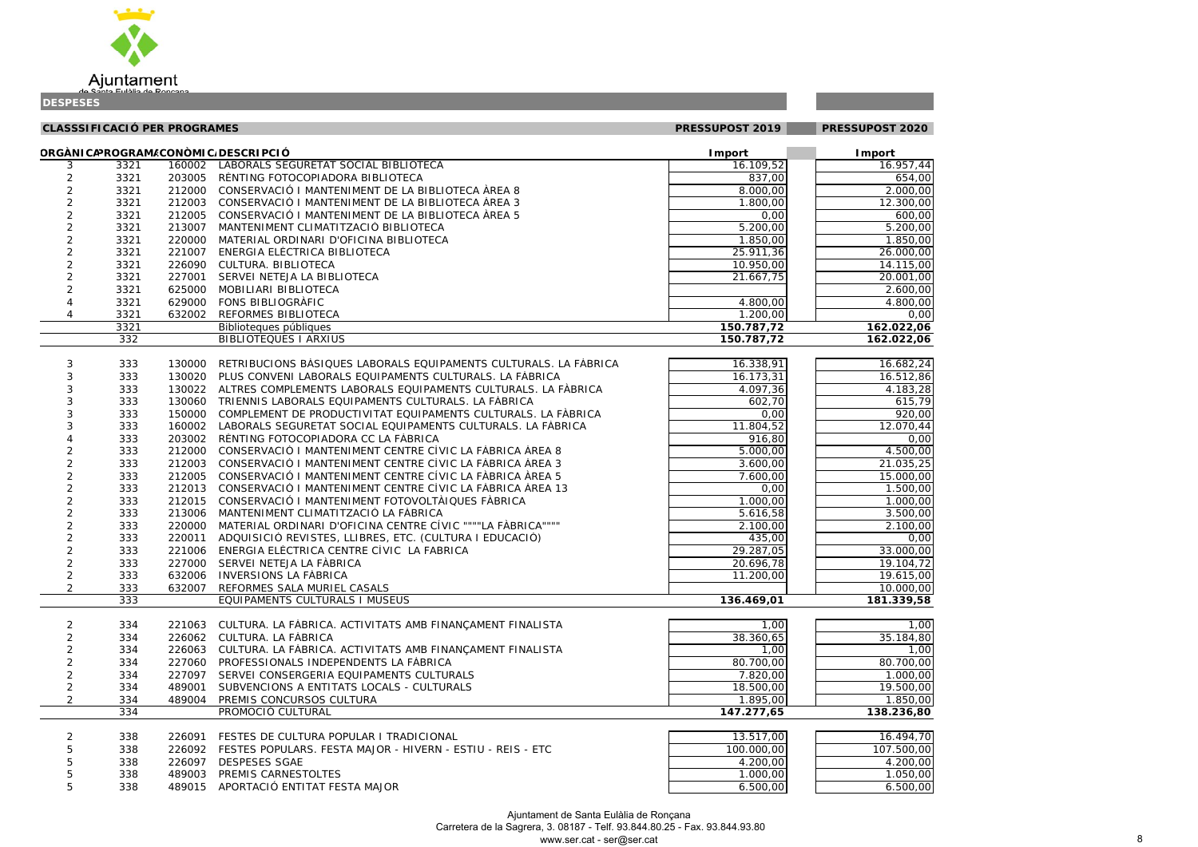Ajuntament de Santa Eulàlia de Ronçana

## DESPESES

### CLASSSIFICACIÓ PER PROGRAMES

| ORGÀNICA | PROGRAMA | ECONÒMICA | DESCRIPCIÓ | PRESSUPOST 2019 Import | PRESSUPOST 2020 Import |
|---|---|---|---|---|---|
| 3 | 3321 | 160002 | LABORALS SEGURETAT SOCIAL BIBLIOTECA | 16.109,52 | 16.957,44 |
| 2 | 3321 | 203005 | RÈNTING FOTOCOPIADORA BIBLIOTECA | 837,00 | 654,00 |
| 2 | 3321 | 212000 | CONSERVACIÓ I MANTENIMENT DE LA BIBLIOTECA ÀREA 8 | 8.000,00 | 2.000,00 |
| 2 | 3321 | 212003 | CONSERVACIÓ I MANTENIMENT DE LA BIBLIOTECA ÀREA 3 | 1.800,00 | 12.300,00 |
| 2 | 3321 | 212005 | CONSERVACIÓ I MANTENIMENT DE LA BIBLIOTECA ÀREA 5 | 0,00 | 600,00 |
| 2 | 3321 | 213007 | MANTENIMENT CLIMATITZACIÓ BIBLIOTECA | 5.200,00 | 5.200,00 |
| 2 | 3321 | 220000 | MATERIAL ORDINARI D'OFICINA BIBLIOTECA | 1.850,00 | 1.850,00 |
| 2 | 3321 | 221007 | ENERGIA ELÈCTRICA BIBLIOTECA | 25.911,36 | 26.000,00 |
| 2 | 3321 | 226090 | CULTURA. BIBLIOTECA | 10.950,00 | 14.115,00 |
| 2 | 3321 | 227001 | SERVEI NETEJA LA BIBLIOTECA | 21.667,75 | 20.001,00 |
| 2 | 3321 | 625000 | MOBILIARI BIBLIOTECA | | 2.600,00 |
| 4 | 3321 | 629000 | FONS BIBLIOGRÀFIC | 4.800,00 | 4.800,00 |
| 4 | 3321 | 632002 | REFORMES BIBLIOTECA | 1.200,00 | 0,00 |
| | 3321 | | Biblioteques públiques | **150.787,72** | **162.022,06** |
| | 332 | | BIBLIOTEQUES I ARXIUS | **150.787,72** | **162.022,06** |
| 3 | 333 | 130000 | RETRIBUCIONS BÀSIQUES LABORALS EQUIPAMENTS CULTURALS. LA FÀBRICA | 16.338,91 | 16.682,24 |
| 3 | 333 | 130020 | PLUS CONVENI LABORALS EQUIPAMENTS CULTURALS. LA FÀBRICA | 16.173,31 | 16.512,86 |
| 3 | 333 | 130022 | ALTRES COMPLEMENTS LABORALS EQUIPAMENTS CULTURALS. LA FÀBRICA | 4.097,36 | 4.183,28 |
| 3 | 333 | 130060 | TRIENNIS LABORALS EQUIPAMENTS CULTURALS. LA FÀBRICA | 602,70 | 615,79 |
| 3 | 333 | 150000 | COMPLEMENT DE PRODUCTIVITAT EQUIPAMENTS CULTURALS. LA FÀBRICA | 0,00 | 920,00 |
| 3 | 333 | 160002 | LABORALS SEGURETAT SOCIAL EQUIPAMENTS CULTURALS. LA FÀBRICA | 11.804,52 | 12.070,44 |
| 4 | 333 | 203002 | RÈNTING FOTOCOPIADORA CC LA FÀBRICA | 916,80 | 0,00 |
| 2 | 333 | 212000 | CONSERVACIÓ I MANTENIMENT CENTRE CÍVIC LA FÀBRICA ÀREA 8 | 5.000,00 | 4.500,00 |
| 2 | 333 | 212003 | CONSERVACIÓ I MANTENIMENT CENTRE CÍVIC LA FÀBRICA ÀREA 3 | 3.600,00 | 21.035,25 |
| 2 | 333 | 212005 | CONSERVACIÓ I MANTENIMENT CENTRE CÍVIC LA FÀBRICA ÀREA 5 | 7.600,00 | 15.000,00 |
| 2 | 333 | 212013 | CONSERVACIÓ I MANTENIMENT CENTRE CÍVIC LA FÀBRICA ÀREA 13 | 0,00 | 1.500,00 |
| 2 | 333 | 212015 | CONSERVACIÓ I MANTENIMENT FOTOVOLTÀIQUES FÀBRICA | 1.000,00 | 1.000,00 |
| 2 | 333 | 213006 | MANTENIMENT CLIMATITZACIÓ LA FÀBRICA | 5.616,58 | 3.500,00 |
| 2 | 333 | 220000 | MATERIAL ORDINARI D'OFICINA CENTRE CÍVIC """"LA FÀBRICA"""" | 2.100,00 | 2.100,00 |
| 2 | 333 | 220011 | ADQUISICIÓ REVISTES, LLIBRES, ETC. (CULTURA I EDUCACIÓ) | 435,00 | 0,00 |
| 2 | 333 | 221006 | ENERGIA ELÈCTRICA CENTRE CÍVIC LA FABRICA | 29.287,05 | 33.000,00 |
| 2 | 333 | 227000 | SERVEI NETEJA LA FÀBRICA | 20.696,78 | 19.104,72 |
| 2 | 333 | 632006 | INVERSIONS LA FÀBRICA | 11.200,00 | 19.615,00 |
| 2 | 333 | 632007 | REFORMES SALA MURIEL CASALS | | 10.000,00 |
| | 333 | | EQUIPAMENTS CULTURALS I MUSEUS | **136.469,01** | **181.339,58** |
| 2 | 334 | 221063 | CULTURA. LA FÀBRICA. ACTIVITATS AMB FINANÇAMENT FINALISTA | 1,00 | 1,00 |
| 2 | 334 | 226062 | CULTURA. LA FÀBRICA | 38.360,65 | 35.184,80 |
| 2 | 334 | 226063 | CULTURA. LA FÀBRICA. ACTIVITATS AMB FINANÇAMENT FINALISTA | 1,00 | 1,00 |
| 2 | 334 | 227060 | PROFESSIONALS INDEPENDENTS LA FÀBRICA | 80.700,00 | 80.700,00 |
| 2 | 334 | 227097 | SERVEI CONSERGERIA EQUIPAMENTS CULTURALS | 7.820,00 | 1.000,00 |
| 2 | 334 | 489001 | SUBVENCIONS A ENTITATS LOCALS - CULTURALS | 18.500,00 | 19.500,00 |
| 2 | 334 | 489004 | PREMIS CONCURSOS CULTURA | 1.895,00 | 1.850,00 |
| | 334 | | PROMOCIÓ CULTURAL | **147.277,65** | **138.236,80** |
| 2 | 338 | 226091 | FESTES DE CULTURA POPULAR I TRADICIONAL | 13.517,00 | 16.494,70 |
| 5 | 338 | 226092 | FESTES POPULARS. FESTA MAJOR - HIVERN - ESTIU - REIS - ETC | 100.000,00 | 107.500,00 |
| 5 | 338 | 226097 | DESPESES SGAE | 4.200,00 | 4.200,00 |
| 5 | 338 | 489003 | PREMIS CARNESTOLTES | 1.000,00 | 1.050,00 |
| 5 | 338 | 489015 | APORTACIÓ ENTITAT FESTA MAJOR | 6.500,00 | 6.500,00 |

Ajuntament de Santa Eulàlia de Ronçana
Carretera de la Sagrera, 3. 08187 - Telf. 93.844.80.25 - Fax. 93.844.93.80
www.ser.cat - ser@ser.cat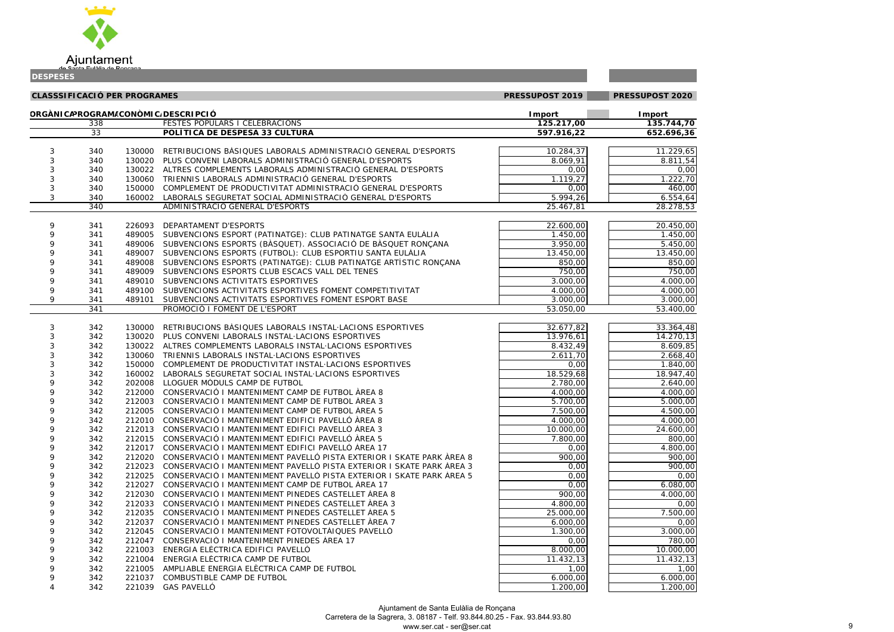Ajuntament de Santa Eulàlia de Ronçana

**DESPESES**

**CLASSSIFICACIÓ PER PROGRAMES**

| ORGÀNICA | PROGRAMA | ECONÒMICA | DESCRIPCIÓ | PRESSUPOST 2019 Import | PRESSUPOST 2020 Import |
|---|---|---|---|---|---|
| | 338 | | FESTES POPULARS I CELEBRACIONS | 125.217,00 | 135.744,70 |
| | 33 | | **POLÍTICA DE DESPESA 33 CULTURA** | **597.916,22** | **652.696,36** |
| 3 | 340 | 130000 | RETRIBUCIONS BÀSIQUES LABORALS ADMINISTRACIÓ GENERAL D'ESPORTS | 10.284,37 | 11.229,65 |
| 3 | 340 | 130020 | PLUS CONVENI LABORALS ADMINISTRACIÓ GENERAL D'ESPORTS | 8.069,91 | 8.811,54 |
| 3 | 340 | 130022 | ALTRES COMPLEMENTS LABORALS ADMINISTRACIÓ GENERAL D'ESPORTS | 0,00 | 0,00 |
| 3 | 340 | 130060 | TRIENNIS LABORALS ADMINISTRACIÓ GENERAL D'ESPORTS | 1.119,27 | 1.222,70 |
| 3 | 340 | 150000 | COMPLEMENT DE PRODUCTIVITAT ADMINISTRACIÓ GENERAL D'ESPORTS | 0,00 | 460,00 |
| 3 | 340 | 160002 | LABORALS SEGURETAT SOCIAL ADMINISTRACIÓ GENERAL D'ESPORTS | 5.994,26 | 6.554,64 |
| | 340 | | ADMINISTRACIÓ GENERAL D'ESPORTS | 25.467,81 | 28.278,53 |
| 9 | 341 | 226093 | DEPARTAMENT D'ESPORTS | 22.600,00 | 20.450,00 |
| 9 | 341 | 489005 | SUBVENCIONS ESPORT (PATINATGE): CLUB PATINATGE SANTA EULÀLIA | 1.450,00 | 1.450,00 |
| 9 | 341 | 489006 | SUBVENCIONS ESPORTS (BÀSQUET). ASSOCIACIÓ DE BÀSQUET RONÇANA | 3.950,00 | 5.450,00 |
| 9 | 341 | 489007 | SUBVENCIONS ESPORTS (FUTBOL): CLUB ESPORTIU SANTA EULÀLIA | 13.450,00 | 13.450,00 |
| 9 | 341 | 489008 | SUBVENCIONS ESPORTS (PATINATGE): CLUB PATINATGE ARTÍSTIC RONÇANA | 850,00 | 850,00 |
| 9 | 341 | 489009 | SUBVENCIONS ESPORTS CLUB ESCACS VALL DEL TENES | 750,00 | 750,00 |
| 9 | 341 | 489010 | SUBVENCIONS ACTIVITATS ESPORTIVES | 3.000,00 | 4.000,00 |
| 9 | 341 | 489100 | SUBVENCIONS ACTIVITATS ESPORTIVES FOMENT COMPETITIVITAT | 4.000,00 | 4.000,00 |
| 9 | 341 | 489101 | SUBVENCIONS ACTIVITATS ESPORTIVES FOMENT ESPORT BASE | 3.000,00 | 3.000,00 |
| | 341 | | PROMOCIÓ I FOMENT DE L'ESPORT | 53.050,00 | 53.400,00 |
| 3 | 342 | 130000 | RETRIBUCIONS BÀSIQUES LABORALS INSTAL·LACIONS ESPORTIVES | 32.677,82 | 33.364,48 |
| 3 | 342 | 130020 | PLUS CONVENI LABORALS INSTAL·LACIONS ESPORTIVES | 13.976,61 | 14.270,13 |
| 3 | 342 | 130022 | ALTRES COMPLEMENTS LABORALS INSTAL·LACIONS ESPORTIVES | 8.432,49 | 8.609,85 |
| 3 | 342 | 130060 | TRIENNIS LABORALS INSTAL·LACIONS ESPORTIVES | 2.611,70 | 2.668,40 |
| 3 | 342 | 150000 | COMPLEMENT DE PRODUCTIVITAT INSTAL·LACIONS ESPORTIVES | 0,00 | 1.840,00 |
| 3 | 342 | 160002 | LABORALS SEGURETAT SOCIAL INSTAL·LACIONS ESPORTIVES | 18.529,68 | 18.947,40 |
| 9 | 342 | 202008 | LLOGUER MÒDULS CAMP DE FUTBOL | 2.780,00 | 2.640,00 |
| 9 | 342 | 212000 | CONSERVACIÓ I MANTENIMENT CAMP DE FUTBOL ÀREA 8 | 4.000,00 | 4.000,00 |
| 9 | 342 | 212003 | CONSERVACIÓ I MANTENIMENT CAMP DE FUTBOL ÀREA 3 | 5.700,00 | 5.000,00 |
| 9 | 342 | 212005 | CONSERVACIÓ I MANTENIMENT CAMP DE FUTBOL ÀREA 5 | 7.500,00 | 4.500,00 |
| 9 | 342 | 212010 | CONSERVACIÓ I MANTENIMENT EDIFICI PAVELLÓ ÀREA 8 | 4.000,00 | 4.000,00 |
| 9 | 342 | 212013 | CONSERVACIÓ I MANTENIMENT EDIFICI PAVELLÓ ÀREA 3 | 10.000,00 | 24.600,00 |
| 9 | 342 | 212015 | CONSERVACIÓ I MANTENIMENT EDIFICI PAVELLÓ ÀREA 5 | 7.800,00 | 800,00 |
| 9 | 342 | 212017 | CONSERVACIÓ I MANTENIMENT EDIFICI PAVELLÓ ÀREA 17 | 0,00 | 4.800,00 |
| 9 | 342 | 212020 | CONSERVACIÓ I MANTENIMENT PAVELLÓ PISTA EXTERIOR I SKATE PARK ÀREA 8 | 900,00 | 900,00 |
| 9 | 342 | 212023 | CONSERVACIÓ I MANTENIMENT PAVELLÓ PISTA EXTERIOR I SKATE PARK ÀREA 3 | 0,00 | 900,00 |
| 9 | 342 | 212025 | CONSERVACIÓ I MANTENIMENT PAVELLÓ PISTA EXTERIOR I SKATE PARK ÀREA 5 | 0,00 | 0,00 |
| 9 | 342 | 212027 | CONSERVACIÓ I MANTENIMENT CAMP DE FUTBOL ÀREA 17 | 0,00 | 6.080,00 |
| 9 | 342 | 212030 | CONSERVACIÓ I MANTENIMENT PINEDES CASTELLET ÀREA 8 | 900,00 | 4.000,00 |
| 9 | 342 | 212033 | CONSERVACIÓ I MANTENIMENT PINEDES CASTELLET ÀREA 3 | 4.800,00 | 0,00 |
| 9 | 342 | 212035 | CONSERVACIÓ I MANTENIMENT PINEDES CASTELLET ÀREA 5 | 25.000,00 | 7.500,00 |
| 9 | 342 | 212037 | CONSERVACIÓ I MANTENIMENT PINEDES CASTELLET ÀREA 7 | 6.000,00 | 0,00 |
| 9 | 342 | 212045 | CONSERVACIÓ I MANTENIMENT FOTOVOLTÀIQUES PAVELLÓ | 1.300,00 | 3.000,00 |
| 9 | 342 | 212047 | CONSERVACIÓ I MANTENIMENT PINEDES ÀREA 17 | 0,00 | 780,00 |
| 9 | 342 | 221003 | ENERGIA ELÈCTRICA EDIFICI PAVELLÓ | 8.000,00 | 10.000,00 |
| 9 | 342 | 221004 | ENERGIA ELÈCTRICA CAMP DE FUTBOL | 11.432,13 | 11.432,13 |
| 9 | 342 | 221005 | AMPLIABLE ENERGIA ELÈCTRICA CAMP DE FUTBOL | 1,00 | 1,00 |
| 9 | 342 | 221037 | COMBUSTIBLE CAMP DE FUTBOL | 6.000,00 | 6.000,00 |
| 4 | 342 | 221039 | GAS PAVELLÓ | 1.200,00 | 1.200,00 |

Ajuntament de Santa Eulàlia de Ronçana
Carretera de la Sagrera, 3. 08187 - Telf. 93.844.80.25 - Fax. 93.844.93.80
www.ser.cat - ser@ser.cat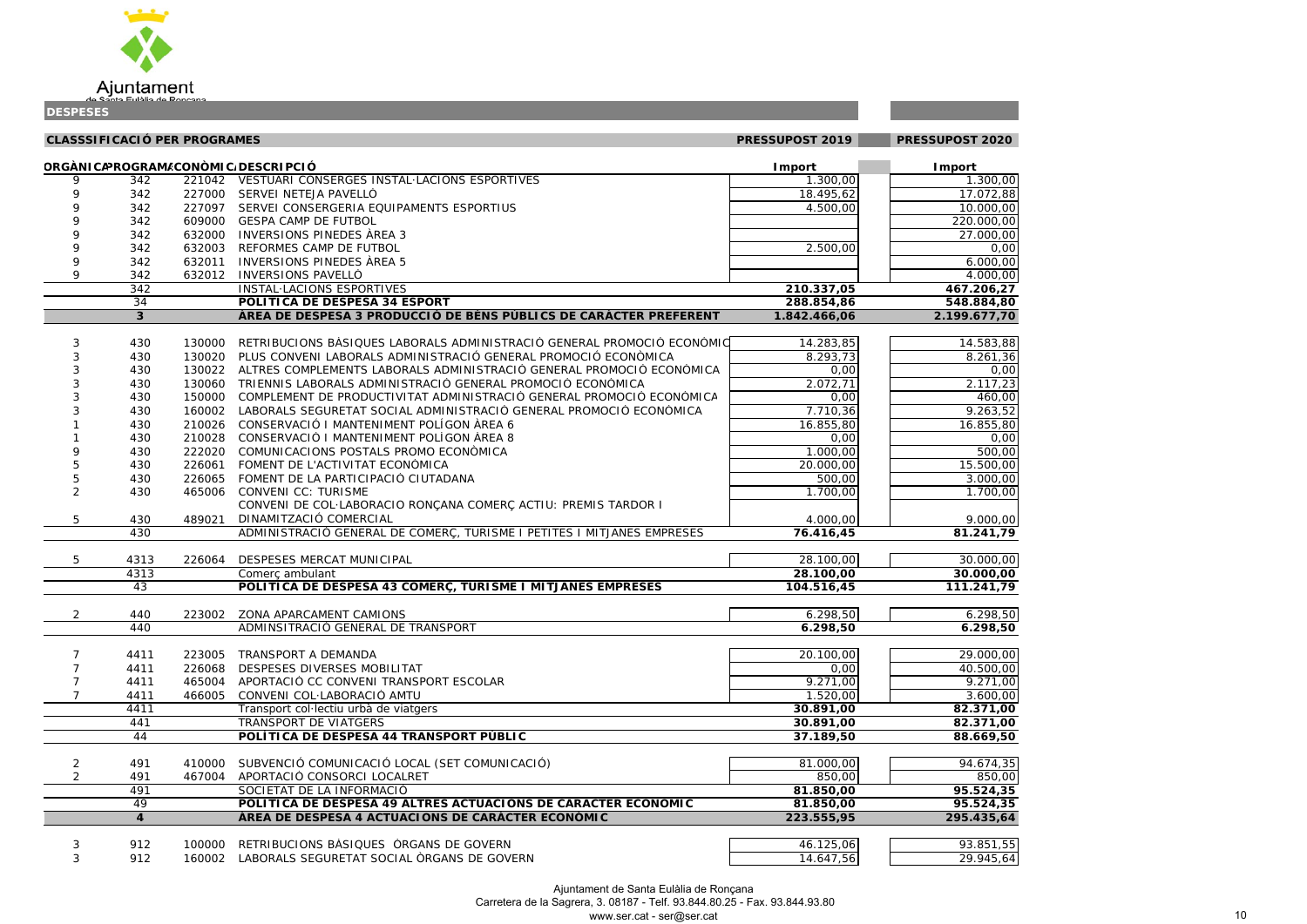Ajuntament de Santa Eulàlia de Ronçana

## DESPESES

**CLASSSIFICACIÓ PER PROGRAMES**

| ORGÀNICA | PROGRAMA | ECONÒMICA | DESCRIPCIÓ | PRESSUPOST 2019 Import | PRESSUPOST 2020 Import |
|---|---|---|---|---|---|
| 9 | 342 | 221042 | VESTUARI CONSERGES INSTAL·LACIONS ESPORTIVES | 1.300,00 | 1.300,00 |
| 9 | 342 | 227000 | SERVEI NETEJA PAVELLÓ | 18.495,62 | 17.072,88 |
| 9 | 342 | 227097 | SERVEI CONSERGERIA EQUIPAMENTS ESPORTIUS | 4.500,00 | 10.000,00 |
| 9 | 342 | 609000 | GESPA CAMP DE FUTBOL | | 220.000,00 |
| 9 | 342 | 632000 | INVERSIONS PINEDES ÀREA 3 | | 27.000,00 |
| 9 | 342 | 632003 | REFORMES CAMP DE FUTBOL | 2.500,00 | 0,00 |
| 9 | 342 | 632011 | INVERSIONS PINEDES ÀREA 5 | | 6.000,00 |
| 9 | 342 | 632012 | INVERSIONS PAVELLÓ | | 4.000,00 |
| | 342 | | INSTAL·LACIONS ESPORTIVES | **210.337,05** | **467.206,27** |
| | 34 | | **POLÍTICA DE DESPESA 34 ESPORT** | **288.854,86** | **548.884,80** |
| | **3** | | **ÀREA DE DESPESA 3 PRODUCCIÓ DE BÉNS PÚBLICS DE CARÀCTER PREFERENT** | **1.842.466,06** | **2.199.677,70** |
| 3 | 430 | 130000 | RETRIBUCIONS BÀSIQUES LABORALS ADMINISTRACIÓ GENERAL PROMOCIÓ ECONÒMIC | 14.283,85 | 14.583,88 |
| 3 | 430 | 130020 | PLUS CONVENI LABORALS ADMINISTRACIÓ GENERAL PROMOCIÓ ECONÒMICA | 8.293,73 | 8.261,36 |
| 3 | 430 | 130022 | ALTRES COMPLEMENTS LABORALS ADMINISTRACIÓ GENERAL PROMOCIÓ ECONÒMICA | 0,00 | 0,00 |
| 3 | 430 | 130060 | TRIENNIS LABORALS ADMINISTRACIÓ GENERAL PROMOCIÓ ECONÒMICA | 2.072,71 | 2.117,23 |
| 3 | 430 | 150000 | COMPLEMENT DE PRODUCTIVITAT ADMINISTRACIÓ GENERAL PROMOCIÓ ECONÒMICA | 0,00 | 460,00 |
| 3 | 430 | 160002 | LABORALS SEGURETAT SOCIAL ADMINISTRACIÓ GENERAL PROMOCIÓ ECONÒMICA | 7.710,36 | 9.263,52 |
| 1 | 430 | 210026 | CONSERVACIÓ I MANTENIMENT POLÍGON ÀREA 6 | 16.855,80 | 16.855,80 |
| 1 | 430 | 210028 | CONSERVACIÓ I MANTENIMENT POLÍGON ÀREA 8 | 0,00 | 0,00 |
| 9 | 430 | 222020 | COMUNICACIONS POSTALS PROMO ECONÒMICA | 1.000,00 | 500,00 |
| 5 | 430 | 226061 | FOMENT DE L'ACTIVITAT ECONÒMICA | 20.000,00 | 15.500,00 |
| 5 | 430 | 226065 | FOMENT DE LA PARTICIPACIÓ CIUTADANA | 500,00 | 3.000,00 |
| 2 | 430 | 465006 | CONVENI CC: TURISME | 1.700,00 | 1.700,00 |
| 5 | 430 | 489021 | CONVENI DE COL·LABORACIO RONÇANA COMERÇ ACTIU: PREMIS TARDOR I DINAMITZACIÓ COMERCIAL | 4.000,00 | 9.000,00 |
| | 430 | | ADMINISTRACIÓ GENERAL DE COMERÇ, TURISME I PETITES I MITJANES EMPRESES | **76.416,45** | **81.241,79** |
| 5 | 4313 | 226064 | DESPESES MERCAT MUNICIPAL | 28.100,00 | 30.000,00 |
| | 4313 | | Comerç ambulant | **28.100,00** | **30.000,00** |
| | 43 | | **POLÍTICA DE DESPESA 43 COMERÇ, TURISME I MITJANES EMPRESES** | **104.516,45** | **111.241,79** |
| 2 | 440 | 223002 | ZONA APARCAMENT CAMIONS | 6.298,50 | 6.298,50 |
| | 440 | | ADMINSITRACIÓ GENERAL DE TRANSPORT | **6.298,50** | **6.298,50** |
| 7 | 4411 | 223005 | TRANSPORT A DEMANDA | 20.100,00 | 29.000,00 |
| 7 | 4411 | 226068 | DESPESES DIVERSES MOBILITAT | 0,00 | 40.500,00 |
| 7 | 4411 | 465004 | APORTACIÓ CC CONVENI TRANSPORT ESCOLAR | 9.271,00 | 9.271,00 |
| 7 | 4411 | 466005 | CONVENI COL·LABORACIÓ AMTU | 1.520,00 | 3.600,00 |
| | 4411 | | Transport col·lectiu urbà de viatgers | **30.891,00** | **82.371,00** |
| | 441 | | TRANSPORT DE VIATGERS | **30.891,00** | **82.371,00** |
| | 44 | | **POLÍTICA DE DESPESA 44 TRANSPORT PÚBLIC** | **37.189,50** | **88.669,50** |
| 2 | 491 | 410000 | SUBVENCIÓ COMUNICACIÓ LOCAL (SET COMUNICACIÓ) | 81.000,00 | 94.674,35 |
| 2 | 491 | 467004 | APORTACIÓ CONSORCI LOCALRET | 850,00 | 850,00 |
| | 491 | | SOCIETAT DE LA INFORMACIÓ | **81.850,00** | **95.524,35** |
| | 49 | | **POLÍTICA DE DESPESA 49 ALTRES ACTUACIONS DE CARÀCTER ECONÒMIC** | **81.850,00** | **95.524,35** |
| | **4** | | **ÀREA DE DESPESA 4 ACTUACIONS DE CARÀCTER ECONÒMIC** | **223.555,95** | **295.435,64** |
| 3 | 912 | 100000 | RETRIBUCIONS BÀSIQUES ÒRGANS DE GOVERN | 46.125,06 | 93.851,55 |
| 3 | 912 | 160002 | LABORALS SEGURETAT SOCIAL ÒRGANS DE GOVERN | 14.647,56 | 29.945,64 |

Ajuntament de Santa Eulàlia de Ronçana
Carretera de la Sagrera, 3. 08187 - Telf. 93.844.80.25 - Fax. 93.844.93.80
www.ser.cat - ser@ser.cat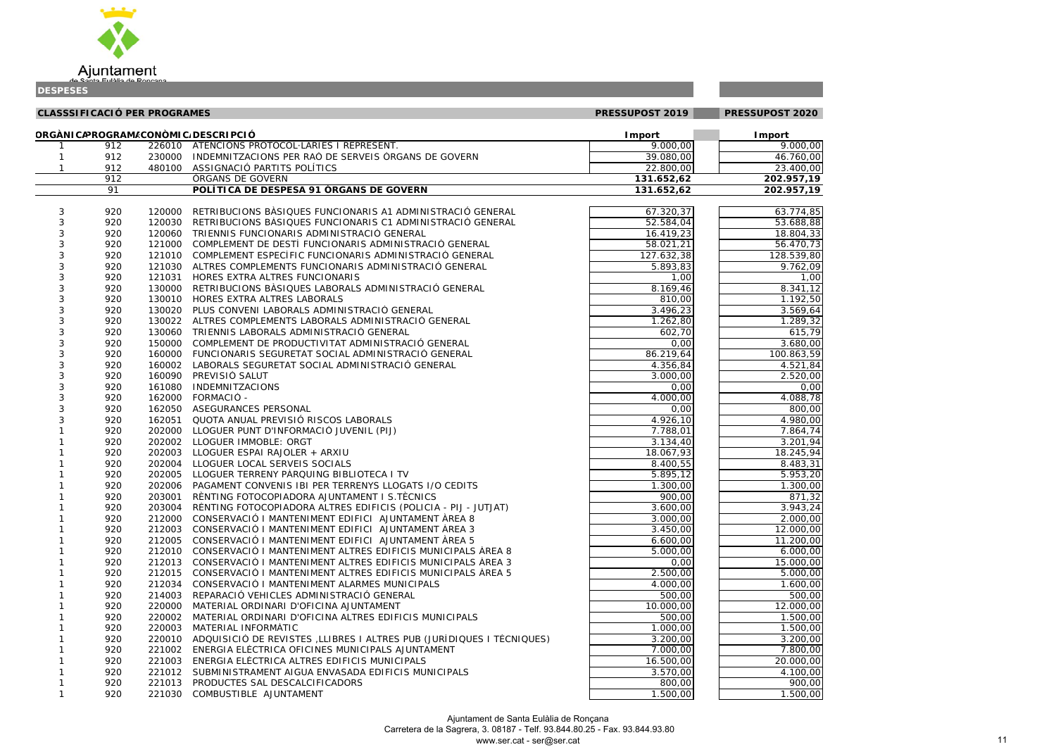Ajuntament de Santa Eulàlia de Ronçana

**DESPESES**

| CLASSSIFICACIÓ PER PROGRAMES | | | | PRESSUPOST 2019 | PRESSUPOST 2020 |
|---|---|---|---|---|---|
| **ORGÀNICA** | **PROGRAMA** | **ECONÒMICA** | **DESCRIPCIÓ** | **Import** | **Import** |
| 1 | 912 | 226010 | ATENCIONS PROTOCOL·LARIES I REPRESENT. | 9.000,00 | 9.000,00 |
| 1 | 912 | 230000 | INDEMNITZACIONS PER RAÓ DE SERVEIS ÒRGANS DE GOVERN | 39.080,00 | 46.760,00 |
| 1 | 912 | 480100 | ASSIGNACIÓ PARTITS POLÍTICS | 22.800,00 | 23.400,00 |
| | 912 | | ÒRGANS DE GOVERN | **131.652,62** | **202.957,19** |
| | 91 | | **POLÍTICA DE DESPESA 91 ÒRGANS DE GOVERN** | **131.652,62** | **202.957,19** |
| 3 | 920 | 120000 | RETRIBUCIONS BÀSIQUES FUNCIONARIS A1 ADMINISTRACIÓ GENERAL | 67.320,37 | 63.774,85 |
| 3 | 920 | 120030 | RETRIBUCIONS BÀSIQUES FUNCIONARIS C1 ADMINISTRACIÓ GENERAL | 52.584,04 | 53.688,88 |
| 3 | 920 | 120060 | TRIENNIS FUNCIONARIS ADMINISTRACIÓ GENERAL | 16.419,23 | 18.804,33 |
| 3 | 920 | 121000 | COMPLEMENT DE DESTÍ FUNCIONARIS ADMINISTRACIÓ GENERAL | 58.021,21 | 56.470,73 |
| 3 | 920 | 121010 | COMPLEMENT ESPECÍFIC FUNCIONARIS ADMINISTRACIÓ GENERAL | 127.632,38 | 128.539,80 |
| 3 | 920 | 121030 | ALTRES COMPLEMENTS FUNCIONARIS ADMINISTRACIÓ GENERAL | 5.893,83 | 9.762,09 |
| 3 | 920 | 121031 | HORES EXTRA ALTRES FUNCIONARIS | 1,00 | 1,00 |
| 3 | 920 | 130000 | RETRIBUCIONS BÀSIQUES LABORALS ADMINISTRACIÓ GENERAL | 8.169,46 | 8.341,12 |
| 3 | 920 | 130010 | HORES EXTRA ALTRES LABORALS | 810,00 | 1.192,50 |
| 3 | 920 | 130020 | PLUS CONVENI LABORALS ADMINISTRACIÓ GENERAL | 3.496,23 | 3.569,64 |
| 3 | 920 | 130022 | ALTRES COMPLEMENTS LABORALS ADMINISTRACIÓ GENERAL | 1.262,80 | 1.289,32 |
| 3 | 920 | 130060 | TRIENNIS LABORALS ADMINISTRACIÓ GENERAL | 602,70 | 615,79 |
| 3 | 920 | 150000 | COMPLEMENT DE PRODUCTIVITAT ADMINISTRACIÓ GENERAL | 0,00 | 3.680,00 |
| 3 | 920 | 160000 | FUNCIONARIS SEGURETAT SOCIAL ADMINISTRACIÓ GENERAL | 86.219,64 | 100.863,59 |
| 3 | 920 | 160002 | LABORALS SEGURETAT SOCIAL ADMINISTRACIÓ GENERAL | 4.356,84 | 4.521,84 |
| 3 | 920 | 160090 | PREVISIÓ SALUT | 3.000,00 | 2.520,00 |
| 3 | 920 | 161080 | INDEMNITZACIONS | 0,00 | 0,00 |
| 3 | 920 | 162000 | FORMACIÓ - | 4.000,00 | 4.088,78 |
| 3 | 920 | 162050 | ASEGURANCES PERSONAL | 0,00 | 800,00 |
| 3 | 920 | 162051 | QUOTA ANUAL PREVISIÓ RISCOS LABORALS | 4.926,10 | 4.980,00 |
| 1 | 920 | 202000 | LLOGUER PUNT D'INFORMACIÓ JUVENIL (PIJ) | 7.788,01 | 7.864,74 |
| 1 | 920 | 202002 | LLOGUER IMMOBLE: ORGT | 3.134,40 | 3.201,94 |
| 1 | 920 | 202003 | LLOGUER ESPAI RAJOLER + ARXIU | 18.067,93 | 18.245,94 |
| 1 | 920 | 202004 | LLOGUER LOCAL SERVEIS SOCIALS | 8.400,55 | 8.483,31 |
| 1 | 920 | 202005 | LLOGUER TERRENY PÀRQUING BIBLIOTECA I TV | 5.895,12 | 5.953,20 |
| 1 | 920 | 202006 | PAGAMENT CONVENIS IBI PER TERRENYS LLOGATS I/O CEDITS | 1.300,00 | 1.300,00 |
| 1 | 920 | 203001 | RÈNTING FOTOCOPIADORA AJUNTAMENT I S.TÈCNICS | 900,00 | 871,32 |
| 1 | 920 | 203004 | RÈNTING FOTOCOPIADORA ALTRES EDIFICIS (POLICIA - PIJ - JUTJAT) | 3.600,00 | 3.943,24 |
| 1 | 920 | 212000 | CONSERVACIÓ I MANTENIMENT EDIFICI AJUNTAMENT ÀREA 8 | 3.000,00 | 2.000,00 |
| 1 | 920 | 212003 | CONSERVACIÓ I MANTENIMENT EDIFICI AJUNTAMENT ÀREA 3 | 3.450,00 | 12.000,00 |
| 1 | 920 | 212005 | CONSERVACIÓ I MANTENIMENT EDIFICI AJUNTAMENT ÀREA 5 | 6.600,00 | 11.200,00 |
| 1 | 920 | 212010 | CONSERVACIÓ I MANTENIMENT ALTRES EDIFICIS MUNICIPALS ÀREA 8 | 5.000,00 | 6.000,00 |
| 1 | 920 | 212013 | CONSERVACIÓ I MANTENIMENT ALTRES EDIFICIS MUNICIPALS ÀREA 3 | 0,00 | 15.000,00 |
| 1 | 920 | 212015 | CONSERVACIÓ I MANTENIMENT ALTRES EDIFICIS MUNICIPALS ÀREA 5 | 2.500,00 | 5.000,00 |
| 1 | 920 | 212034 | CONSERVACIÓ I MANTENIMENT ALARMES MUNICIPALS | 4.000,00 | 1.600,00 |
| 1 | 920 | 214003 | REPARACIÓ VEHICLES ADMINISTRACIÓ GENERAL | 500,00 | 500,00 |
| 1 | 920 | 220000 | MATERIAL ORDINARI D'OFICINA AJUNTAMENT | 10.000,00 | 12.000,00 |
| 1 | 920 | 220002 | MATERIAL ORDINARI D'OFICINA ALTRES EDIFICIS MUNICIPALS | 500,00 | 1.500,00 |
| 1 | 920 | 220003 | MATERIAL INFORMÀTIC | 1.000,00 | 1.500,00 |
| 1 | 920 | 220010 | ADQUISICIÓ DE REVISTES ,LLIBRES I ALTRES PUB (JURÍDIQUES I TÈCNIQUES) | 3.200,00 | 3.200,00 |
| 1 | 920 | 221002 | ENERGIA ELÈCTRICA OFICINES MUNICIPALS AJUNTAMENT | 7.000,00 | 7.800,00 |
| 1 | 920 | 221003 | ENERGIA ELÈCTRICA ALTRES EDIFICIS MUNICIPALS | 16.500,00 | 20.000,00 |
| 1 | 920 | 221012 | SUBMINISTRAMENT AIGUA ENVASADA EDIFICIS MUNICIPALS | 3.570,00 | 4.100,00 |
| 1 | 920 | 221013 | PRODUCTES SAL DESCALCIFICADORS | 800,00 | 900,00 |
| 1 | 920 | 221030 | COMBUSTIBLE AJUNTAMENT | 1.500,00 | 1.500,00 |

Ajuntament de Santa Eulàlia de Ronçana
Carretera de la Sagrera, 3. 08187 - Telf. 93.844.80.25 - Fax. 93.844.93.80
www.ser.cat - ser@ser.cat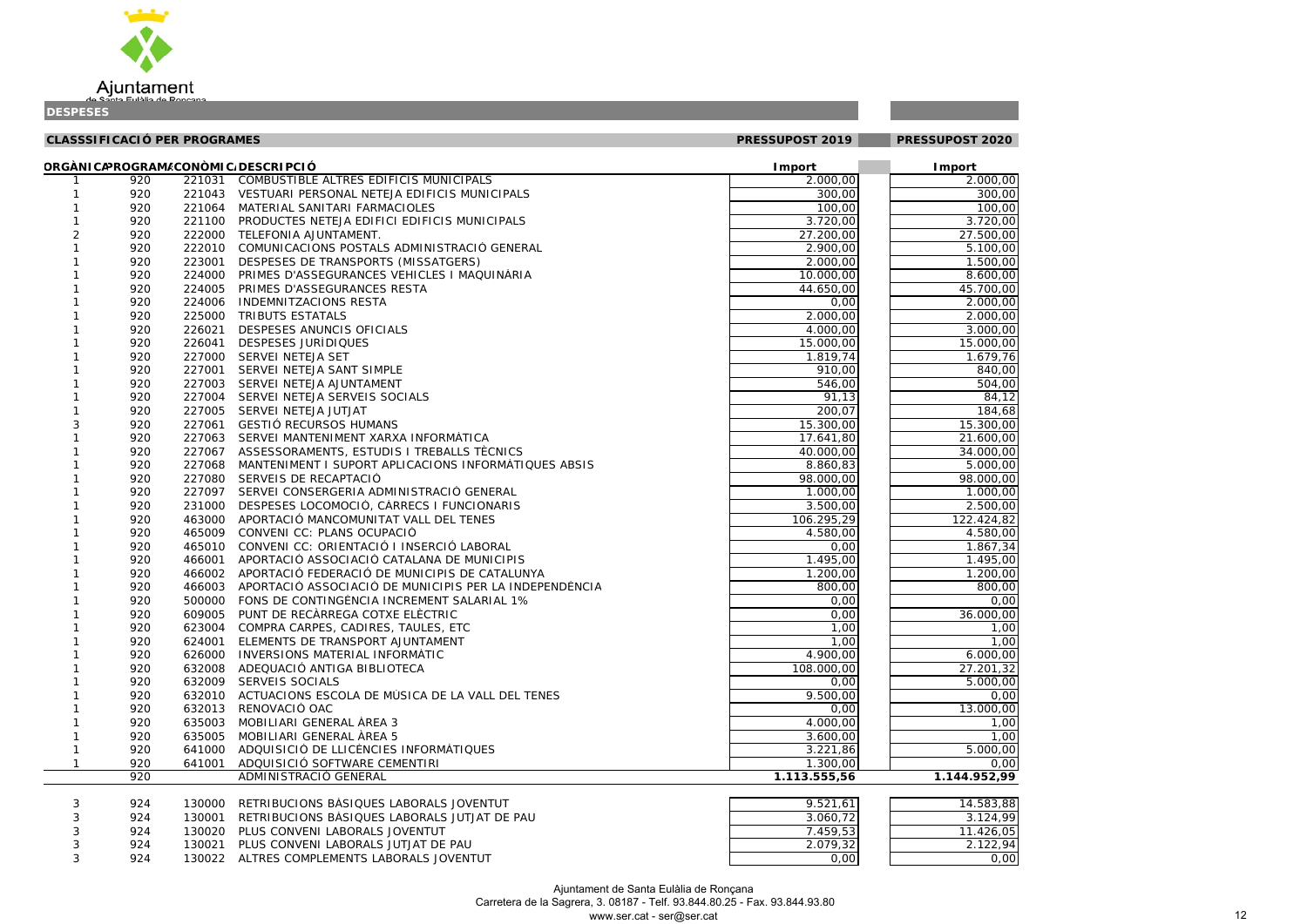Ajuntament de Santa Eulàlia de Ronçana

**DESPESES**

**CLASSSIFICACIÓ PER PROGRAMES**

| ORGÀNICA | PROGRAMA | ECONÒMICA | DESCRIPCIÓ | PRESSUPOST 2019 Import | PRESSUPOST 2020 Import |
|---|---|---|---|---|---|
| 1 | 920 | 221031 | COMBUSTIBLE ALTRES EDIFICIS MUNICIPALS | 2.000,00 | 2.000,00 |
| 1 | 920 | 221043 | VESTUARI PERSONAL NETEJA EDIFICIS MUNICIPALS | 300,00 | 300,00 |
| 1 | 920 | 221064 | MATERIAL SANITARI FARMACIOLES | 100,00 | 100,00 |
| 1 | 920 | 221100 | PRODUCTES NETEJA EDIFICI EDIFICIS MUNICIPALS | 3.720,00 | 3.720,00 |
| 2 | 920 | 222000 | TELEFONIA AJUNTAMENT. | 27.200,00 | 27.500,00 |
| 1 | 920 | 222010 | COMUNICACIONS POSTALS ADMINISTRACIÓ GENERAL | 2.900,00 | 5.100,00 |
| 1 | 920 | 223001 | DESPESES DE TRANSPORTS (MISSATGERS) | 2.000,00 | 1.500,00 |
| 1 | 920 | 224000 | PRIMES D'ASSEGURANCES VEHICLES I MAQUINÀRIA | 10.000,00 | 8.600,00 |
| 1 | 920 | 224005 | PRIMES D'ASSEGURANCES RESTA | 44.650,00 | 45.700,00 |
| 1 | 920 | 224006 | INDEMNITZACIONS RESTA | 0,00 | 2.000,00 |
| 1 | 920 | 225000 | TRIBUTS ESTATALS | 2.000,00 | 2.000,00 |
| 1 | 920 | 226021 | DESPESES ANUNCIS OFICIALS | 4.000,00 | 3.000,00 |
| 1 | 920 | 226041 | DESPESES JURÍDIQUES | 15.000,00 | 15.000,00 |
| 1 | 920 | 227000 | SERVEI NETEJA SET | 1.819,74 | 1.679,76 |
| 1 | 920 | 227001 | SERVEI NETEJA SANT SIMPLE | 910,00 | 840,00 |
| 1 | 920 | 227003 | SERVEI NETEJA AJUNTAMENT | 546,00 | 504,00 |
| 1 | 920 | 227004 | SERVEI NETEJA SERVEIS SOCIALS | 91,13 | 84,12 |
| 1 | 920 | 227005 | SERVEI NETEJA JUTJAT | 200,07 | 184,68 |
| 3 | 920 | 227061 | GESTIÓ RECURSOS HUMANS | 15.300,00 | 15.300,00 |
| 1 | 920 | 227063 | SERVEI MANTENIMENT XARXA INFORMÀTICA | 17.641,80 | 21.600,00 |
| 1 | 920 | 227067 | ASSESSORAMENTS, ESTUDIS I TREBALLS TÈCNICS | 40.000,00 | 34.000,00 |
| 1 | 920 | 227068 | MANTENIMENT I SUPORT APLICACIONS INFORMÀTIQUES ABSIS | 8.860,83 | 5.000,00 |
| 1 | 920 | 227080 | SERVEIS DE RECAPTACIÓ | 98.000,00 | 98.000,00 |
| 1 | 920 | 227097 | SERVEI CONSERGERIA ADMINISTRACIÓ GENERAL | 1.000,00 | 1.000,00 |
| 1 | 920 | 231000 | DESPESES LOCOMOCIÓ, CÀRRECS I FUNCIONARIS | 3.500,00 | 2.500,00 |
| 1 | 920 | 463000 | APORTACIÓ MANCOMUNITAT VALL DEL TENES | 106.295,29 | 122.424,82 |
| 1 | 920 | 465009 | CONVENI CC: PLANS OCUPACIÓ | 4.580,00 | 4.580,00 |
| 1 | 920 | 465010 | CONVENI CC: ORIENTACIÓ I INSERCIÓ LABORAL | 0,00 | 1.867,34 |
| 1 | 920 | 466001 | APORTACIÓ ASSOCIACIÓ CATALANA DE MUNICIPIS | 1.495,00 | 1.495,00 |
| 1 | 920 | 466002 | APORTACIÓ FEDERACIÓ DE MUNICIPIS DE CATALUNYA | 1.200,00 | 1.200,00 |
| 1 | 920 | 466003 | APORTACIÓ ASSOCIACIÓ DE MUNICIPIS PER LA INDEPENDÈNCIA | 800,00 | 800,00 |
| 1 | 920 | 500000 | FONS DE CONTINGÈNCIA INCREMENT SALARIAL 1% | 0,00 | 0,00 |
| 1 | 920 | 609005 | PUNT DE RECÀRREGA COTXE ELÈCTRIC | 0,00 | 36.000,00 |
| 1 | 920 | 623004 | COMPRA CARPES, CADIRES, TAULES, ETC | 1,00 | 1,00 |
| 1 | 920 | 624001 | ELEMENTS DE TRANSPORT AJUNTAMENT | 1,00 | 1,00 |
| 1 | 920 | 626000 | INVERSIONS MATERIAL INFORMÀTIC | 4.900,00 | 6.000,00 |
| 1 | 920 | 632008 | ADEQUACIÓ ANTIGA BIBLIOTECA | 108.000,00 | 27.201,32 |
| 1 | 920 | 632009 | SERVEIS SOCIALS | 0,00 | 5.000,00 |
| 1 | 920 | 632010 | ACTUACIONS ESCOLA DE MÚSICA DE LA VALL DEL TENES | 9.500,00 | 0,00 |
| 1 | 920 | 632013 | RENOVACIÓ OAC | 0,00 | 13.000,00 |
| 1 | 920 | 635003 | MOBILIARI GENERAL ÀREA 3 | 4.000,00 | 1,00 |
| 1 | 920 | 635005 | MOBILIARI GENERAL ÀREA 5 | 3.600,00 | 1,00 |
| 1 | 920 | 641000 | ADQUISICIÓ DE LLICÈNCIES INFORMÀTIQUES | 3.221,86 | 5.000,00 |
| 1 | 920 | 641001 | ADQUISICIÓ SOFTWARE CEMENTIRI | 1.300,00 | 0,00 |
| | 920 | | ADMINISTRACIÓ GENERAL | **1.113.555,56** | **1.144.952,99** |
| 3 | 924 | 130000 | RETRIBUCIONS BÀSIQUES LABORALS JOVENTUT | 9.521,61 | 14.583,88 |
| 3 | 924 | 130001 | RETRIBUCIONS BÀSIQUES LABORALS JUTJAT DE PAU | 3.060,72 | 3.124,99 |
| 3 | 924 | 130020 | PLUS CONVENI LABORALS JOVENTUT | 7.459,53 | 11.426,05 |
| 3 | 924 | 130021 | PLUS CONVENI LABORALS JUTJAT DE PAU | 2.079,32 | 2.122,94 |
| 3 | 924 | 130022 | ALTRES COMPLEMENTS LABORALS JOVENTUT | 0,00 | 0,00 |

Ajuntament de Santa Eulàlia de Ronçana
Carretera de la Sagrera, 3. 08187 - Telf. 93.844.80.25 - Fax. 93.844.93.80
www.ser.cat - ser@ser.cat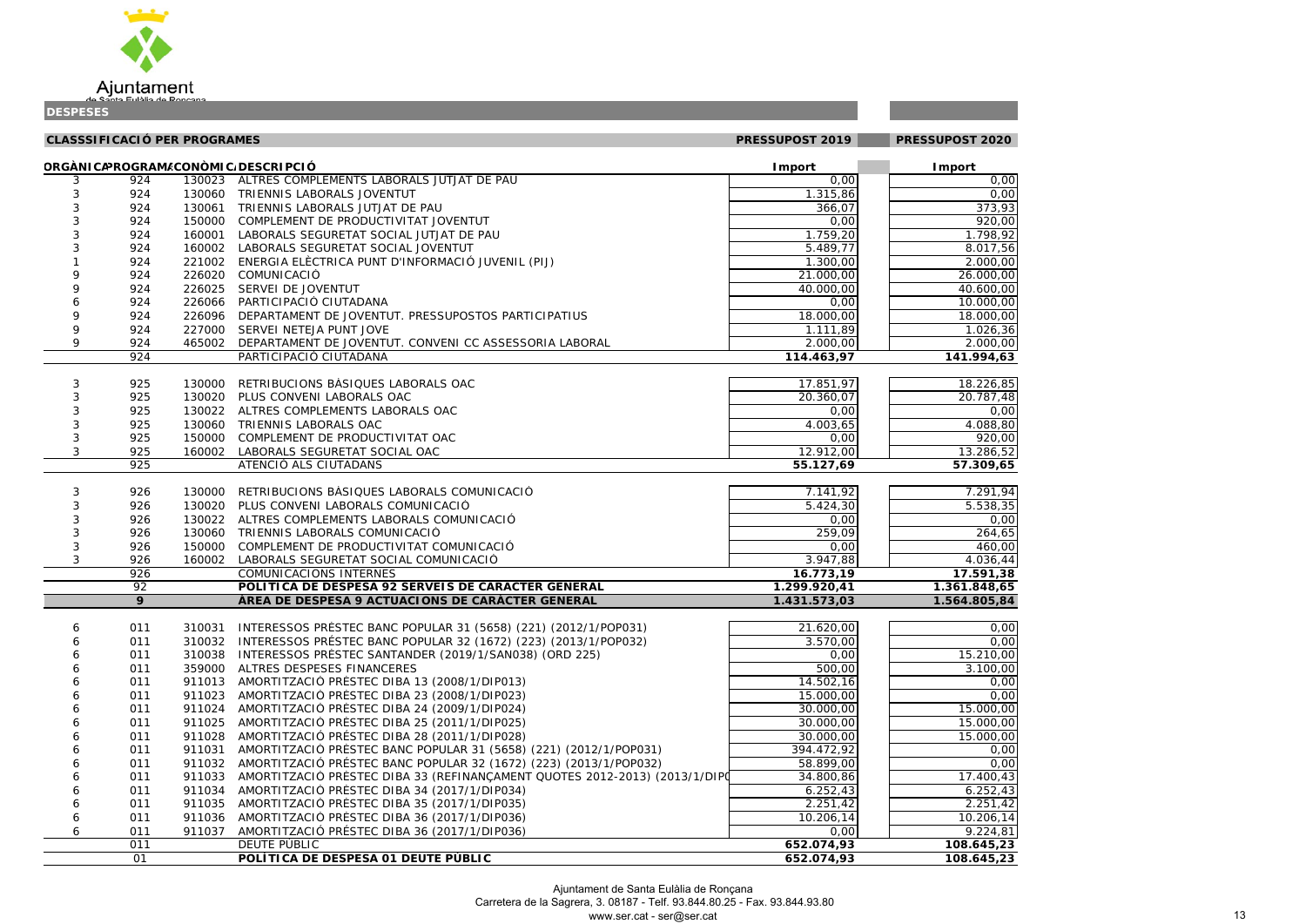Ajuntament de Santa Eulàlia de Ronçana

**DESPESES**

**CLASSSIFICACIÓ PER PROGRAMES**

| ORGÀNICA | PROGRAMA | ECONÒMICA | DESCRIPCIÓ | PRESSUPOST 2019 Import | PRESSUPOST 2020 Import |
|---|---|---|---|---|---|
| 3 | 924 | 130023 | ALTRES COMPLEMENTS LABORALS JUTJAT DE PAU | 0,00 | 0,00 |
| 3 | 924 | 130060 | TRIENNIS LABORALS JOVENTUT | 1.315,86 | 0,00 |
| 3 | 924 | 130061 | TRIENNIS LABORALS JUTJAT DE PAU | 366,07 | 373,93 |
| 3 | 924 | 150000 | COMPLEMENT DE PRODUCTIVITAT JOVENTUT | 0,00 | 920,00 |
| 3 | 924 | 160001 | LABORALS SEGURETAT SOCIAL JUTJAT DE PAU | 1.759,20 | 1.798,92 |
| 3 | 924 | 160002 | LABORALS SEGURETAT SOCIAL JOVENTUT | 5.489,77 | 8.017,56 |
| 1 | 924 | 221002 | ENERGIA ELÈCTRICA PUNT D'INFORMACIÓ JUVENIL (PIJ) | 1.300,00 | 2.000,00 |
| 9 | 924 | 226020 | COMUNICACIÓ | 21.000,00 | 26.000,00 |
| 9 | 924 | 226025 | SERVEI DE JOVENTUT | 40.000,00 | 40.600,00 |
| 6 | 924 | 226066 | PARTICIPACIÓ CIUTADANA | 0,00 | 10.000,00 |
| 9 | 924 | 226096 | DEPARTAMENT DE JOVENTUT. PRESSUPOSTOS PARTICIPATIUS | 18.000,00 | 18.000,00 |
| 9 | 924 | 227000 | SERVEI NETEJA PUNT JOVE | 1.111,89 | 1.026,36 |
| 9 | 924 | 465002 | DEPARTAMENT DE JOVENTUT. CONVENI CC ASSESSORIA LABORAL | 2.000,00 | 2.000,00 |
| | 924 | | PARTICIPACIÓ CIUTADANA | **114.463,97** | **141.994,63** |
| 3 | 925 | 130000 | RETRIBUCIONS BÀSIQUES LABORALS OAC | 17.851,97 | 18.226,85 |
| 3 | 925 | 130020 | PLUS CONVENI LABORALS OAC | 20.360,07 | 20.787,48 |
| 3 | 925 | 130022 | ALTRES COMPLEMENTS LABORALS OAC | 0,00 | 0,00 |
| 3 | 925 | 130060 | TRIENNIS LABORALS OAC | 4.003,65 | 4.088,80 |
| 3 | 925 | 150000 | COMPLEMENT DE PRODUCTIVITAT OAC | 0,00 | 920,00 |
| 3 | 925 | 160002 | LABORALS SEGURETAT SOCIAL OAC | 12.912,00 | 13.286,52 |
| | 925 | | ATENCIÓ ALS CIUTADANS | **55.127,69** | **57.309,65** |
| 3 | 926 | 130000 | RETRIBUCIONS BÀSIQUES LABORALS COMUNICACIÓ | 7.141,92 | 7.291,94 |
| 3 | 926 | 130020 | PLUS CONVENI LABORALS COMUNICACIÓ | 5.424,30 | 5.538,35 |
| 3 | 926 | 130022 | ALTRES COMPLEMENTS LABORALS COMUNICACIÓ | 0,00 | 0,00 |
| 3 | 926 | 130060 | TRIENNIS LABORALS COMUNICACIÓ | 259,09 | 264,65 |
| 3 | 926 | 150000 | COMPLEMENT DE PRODUCTIVITAT COMUNICACIÓ | 0,00 | 460,00 |
| 3 | 926 | 160002 | LABORALS SEGURETAT SOCIAL COMUNICACIÓ | 3.947,88 | 4.036,44 |
| | 926 | | COMUNICACIONS INTERNES | **16.773,19** | **17.591,38** |
| | 92 | | **POLÍTICA DE DESPESA 92 SERVEIS DE CARÀCTER GENERAL** | **1.299.920,41** | **1.361.848,65** |
| | **9** | | **ÀREA DE DESPESA 9 ACTUACIONS DE CARÀCTER GENERAL** | **1.431.573,03** | **1.564.805,84** |
| 6 | 011 | 310031 | INTERESSOS PRÉSTEC BANC POPULAR 31 (5658) (221) (2012/1/POP031) | 21.620,00 | 0,00 |
| 6 | 011 | 310032 | INTERESSOS PRÉSTEC BANC POPULAR 32 (1672) (223) (2013/1/POP032) | 3.570,00 | 0,00 |
| 6 | 011 | 310038 | INTERESSOS PRÉSTEC SANTANDER (2019/1/SAN038) (ORD 225) | 0,00 | 15.210,00 |
| 6 | 011 | 359000 | ALTRES DESPESES FINANCERES | 500,00 | 3.100,00 |
| 6 | 011 | 911013 | AMORTITZACIÓ PRÉSTEC DIBA 13 (2008/1/DIP013) | 14.502,16 | 0,00 |
| 6 | 011 | 911023 | AMORTITZACIÓ PRÉSTEC DIBA 23 (2008/1/DIP023) | 15.000,00 | 0,00 |
| 6 | 011 | 911024 | AMORTITZACIÓ PRÉSTEC DIBA 24 (2009/1/DIP024) | 30.000,00 | 15.000,00 |
| 6 | 011 | 911025 | AMORTITZACIÓ PRÉSTEC DIBA 25 (2011/1/DIP025) | 30.000,00 | 15.000,00 |
| 6 | 011 | 911028 | AMORTITZACIÓ PRÉSTEC DIBA 28 (2011/1/DIP028) | 30.000,00 | 15.000,00 |
| 6 | 011 | 911031 | AMORTITZACIÓ PRÉSTEC BANC POPULAR 31 (5658) (221) (2012/1/POP031) | 394.472,92 | 0,00 |
| 6 | 011 | 911032 | AMORTITZACIÓ PRÉSTEC BANC POPULAR 32 (1672) (223) (2013/1/POP032) | 58.899,00 | 0,00 |
| 6 | 011 | 911033 | AMORTITZACIÓ PRÉSTEC DIBA 33 (REFINANÇAMENT QUOTES 2012-2013) (2013/1/DIP0 | 34.800,86 | 17.400,43 |
| 6 | 011 | 911034 | AMORTITZACIÓ PRÉSTEC DIBA 34 (2017/1/DIP034) | 6.252,43 | 6.252,43 |
| 6 | 011 | 911035 | AMORTITZACIÓ PRÉSTEC DIBA 35 (2017/1/DIP035) | 2.251,42 | 2.251,42 |
| 6 | 011 | 911036 | AMORTITZACIÓ PRÉSTEC DIBA 36 (2017/1/DIP036) | 10.206,14 | 10.206,14 |
| 6 | 011 | 911037 | AMORTITZACIÓ PRÉSTEC DIBA 36 (2017/1/DIP036) | 0,00 | 9.224,81 |
| | 011 | | DEUTE PÚBLIC | **652.074,93** | **108.645,23** |
| | 01 | | **POLÍTICA DE DESPESA 01 DEUTE PÚBLIC** | **652.074,93** | **108.645,23** |

Ajuntament de Santa Eulàlia de Ronçana
Carretera de la Sagrera, 3. 08187 - Telf. 93.844.80.25 - Fax. 93.844.93.80
www.ser.cat - ser@ser.cat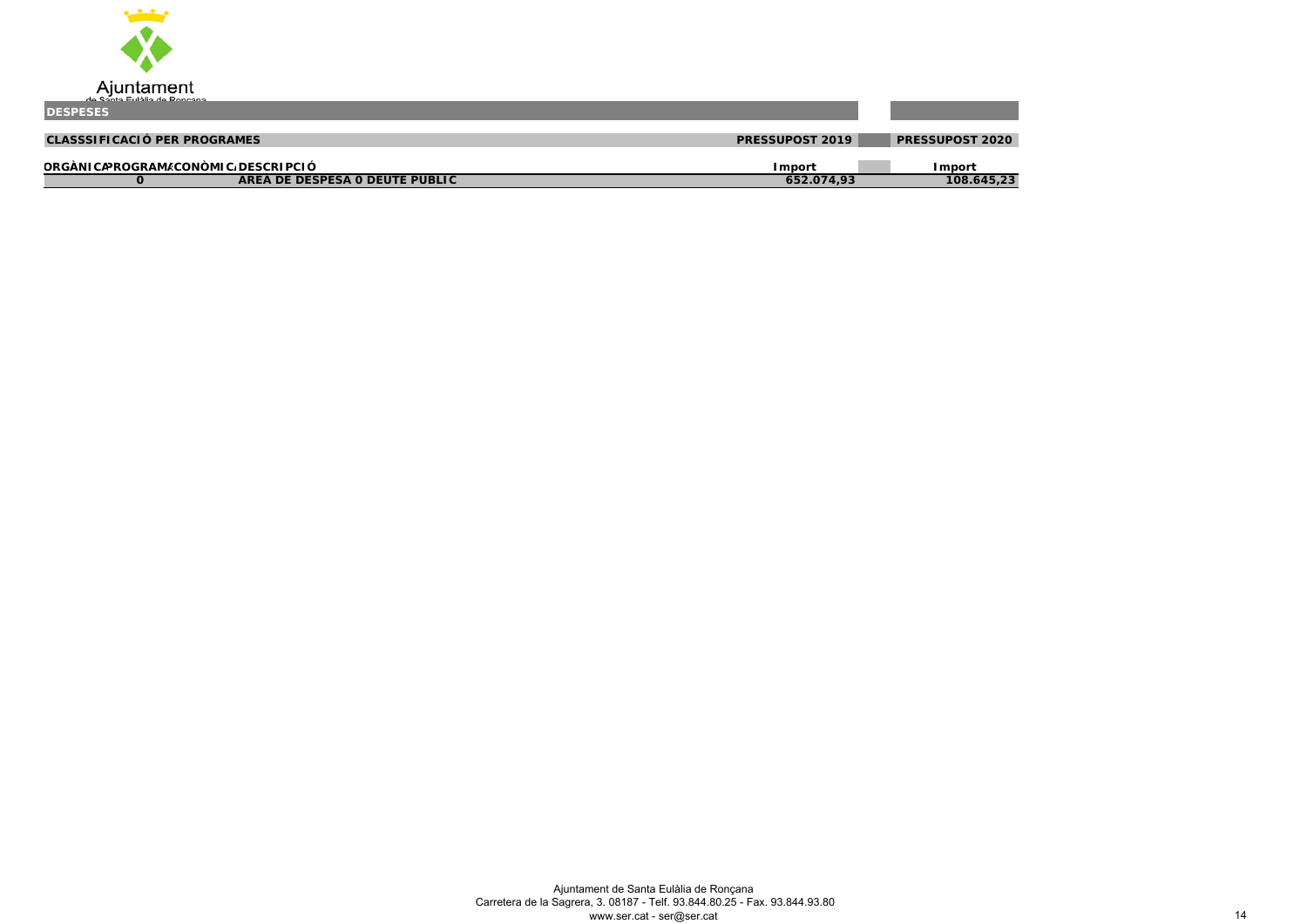Ajuntament de Santa Eulàlia de Ronçana

**DESPESES**

| CLASSSIFICACIÓ PER PROGRAMES | | | | PRESSUPOST 2019 | PRESSUPOST 2020 |
|---|---|---|---|---|---|
| ORGÀNICA | PROGRAMA | ECONÒMICA | DESCRIPCIÓ | Import | Import |
| | 0 | | AREA DE DESPESA 0 DEUTE PUBLIC | 652.074,93 | 108.645,23 |

Ajuntament de Santa Eulàlia de Ronçana
Carretera de la Sagrera, 3. 08187 - Telf. 93.844.80.25 - Fax. 93.844.93.80
www.ser.cat - ser@ser.cat